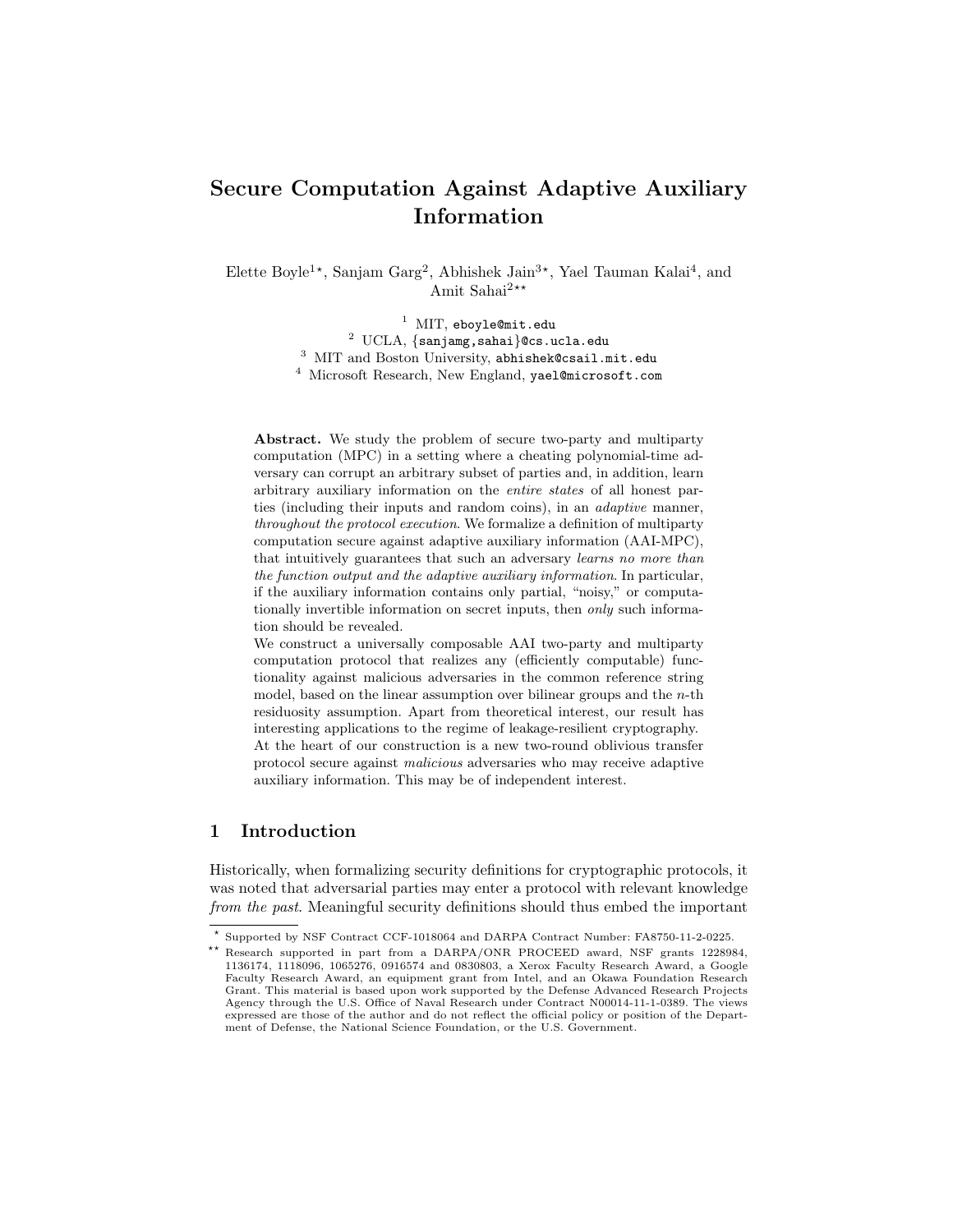# Secure Computation Against Adaptive Auxiliary Information

Elette Boyle[1⋆], Sanjam Garg[2], Abhishek Jain[3⋆], Yael Tauman Kalai[4], and Amit Sahai[2⋆⋆]

[1] MIT, eboyle@mit.edu
[2] UCLA, {sanjamg,sahai}@cs.ucla.edu
[3] MIT and Boston University, abhishek@csail.mit.edu
[4] Microsoft Research, New England, yael@microsoft.com

**Abstract.** We study the problem of secure two-party and multiparty computation (MPC) in a setting where a cheating polynomial-time adversary can corrupt an arbitrary subset of parties and, in addition, learn arbitrary auxiliary information on the *entire states* of all honest parties (including their inputs and random coins), in an *adaptive* manner, *throughout the protocol execution*. We formalize a definition of multiparty computation secure against adaptive auxiliary information (AAI-MPC), that intuitively guarantees that such an adversary *learns no more than the function output and the adaptive auxiliary information*. In particular, if the auxiliary information contains only partial, "noisy," or computationally invertible information on secret inputs, then *only* such information should be revealed.

We construct a universally composable AAI two-party and multiparty computation protocol that realizes any (efficiently computable) functionality against malicious adversaries in the common reference string model, based on the linear assumption over bilinear groups and the $n$-th residuosity assumption. Apart from theoretical interest, our result has interesting applications to the regime of leakage-resilient cryptography.

At the heart of our construction is a new two-round oblivious transfer protocol secure against *malicious* adversaries who may receive adaptive auxiliary information. This may be of independent interest.

## 1 Introduction

Historically, when formalizing security definitions for cryptographic protocols, it was noted that adversarial parties may enter a protocol with relevant knowledge *from the past*. Meaningful security definitions should thus embed the important

---

⋆ Supported by NSF Contract CCF-1018064 and DARPA Contract Number: FA8750-11-2-0225.

⋆⋆ Research supported in part from a DARPA/ONR PROCEED award, NSF grants 1228984, 1136174, 1118096, 1065276, 0916574 and 0830803, a Xerox Faculty Research Award, a Google Faculty Research Award, an equipment grant from Intel, and an Okawa Foundation Research Grant. This material is based upon work supported by the Defense Advanced Research Projects Agency through the U.S. Office of Naval Research under Contract N00014-11-1-0389. The views expressed are those of the author and do not reflect the official policy or position of the Department of Defense, the National Science Foundation, or the U.S. Government.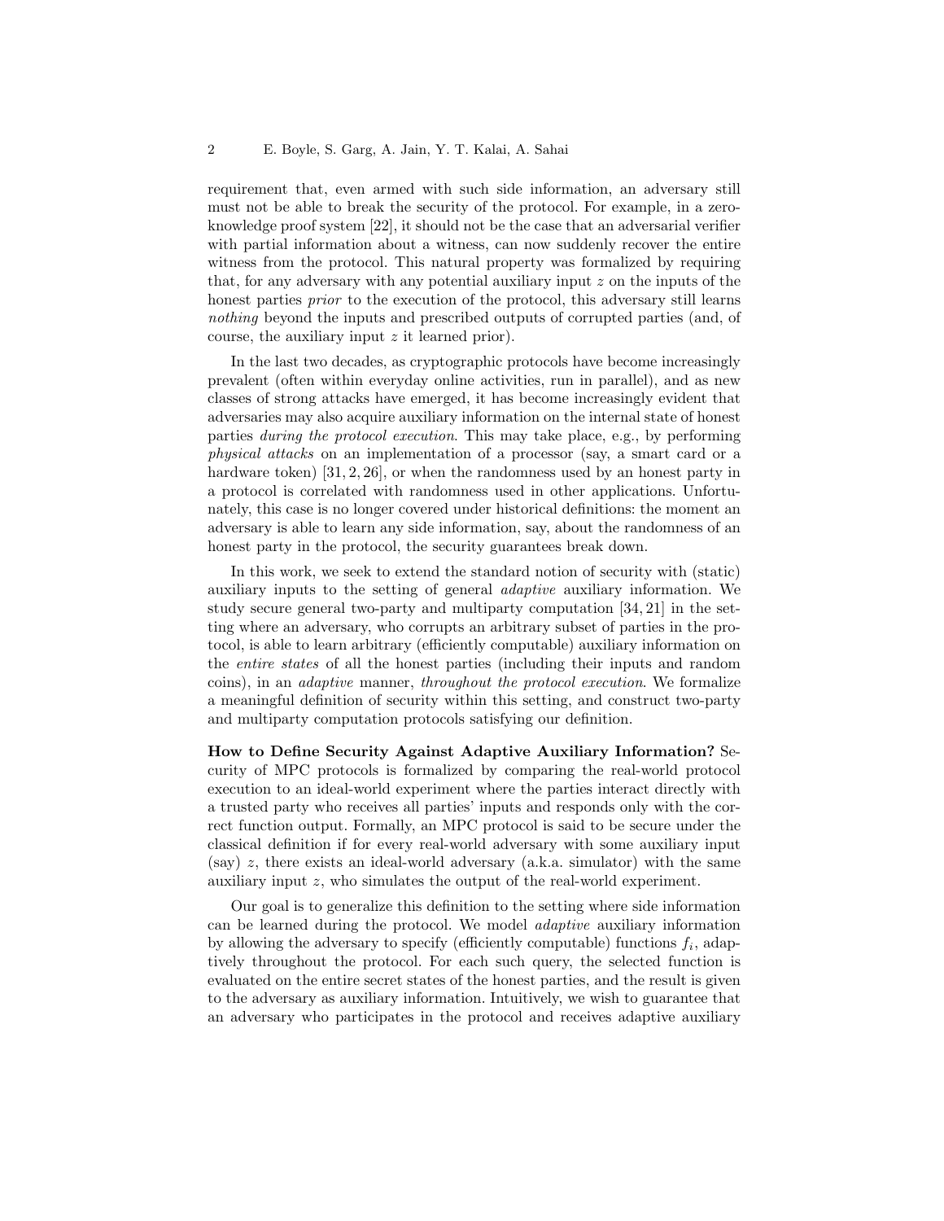requirement that, even armed with such side information, an adversary still must not be able to break the security of the protocol. For example, in a zero-knowledge proof system [22], it should not be the case that an adversarial verifier with partial information about a witness, can now suddenly recover the entire witness from the protocol. This natural property was formalized by requiring that, for any adversary with any potential auxiliary input $z$ on the inputs of the honest parties *prior* to the execution of the protocol, this adversary still learns *nothing* beyond the inputs and prescribed outputs of corrupted parties (and, of course, the auxiliary input $z$ it learned prior).

In the last two decades, as cryptographic protocols have become increasingly prevalent (often within everyday online activities, run in parallel), and as new classes of strong attacks have emerged, it has become increasingly evident that adversaries may also acquire auxiliary information on the internal state of honest parties *during the protocol execution*. This may take place, e.g., by performing *physical attacks* on an implementation of a processor (say, a smart card or a hardware token) [31, 2, 26], or when the randomness used by an honest party in a protocol is correlated with randomness used in other applications. Unfortunately, this case is no longer covered under historical definitions: the moment an adversary is able to learn any side information, say, about the randomness of an honest party in the protocol, the security guarantees break down.

In this work, we seek to extend the standard notion of security with (static) auxiliary inputs to the setting of general *adaptive* auxiliary information. We study secure general two-party and multiparty computation [34, 21] in the setting where an adversary, who corrupts an arbitrary subset of parties in the protocol, is able to learn arbitrary (efficiently computable) auxiliary information on the *entire states* of all the honest parties (including their inputs and random coins), in an *adaptive* manner, *throughout the protocol execution*. We formalize a meaningful definition of security within this setting, and construct two-party and multiparty computation protocols satisfying our definition.

**How to Define Security Against Adaptive Auxiliary Information?** Security of MPC protocols is formalized by comparing the real-world protocol execution to an ideal-world experiment where the parties interact directly with a trusted party who receives all parties' inputs and responds only with the correct function output. Formally, an MPC protocol is said to be secure under the classical definition if for every real-world adversary with some auxiliary input (say) $z$, there exists an ideal-world adversary (a.k.a. simulator) with the same auxiliary input $z$, who simulates the output of the real-world experiment.

Our goal is to generalize this definition to the setting where side information can be learned during the protocol. We model *adaptive* auxiliary information by allowing the adversary to specify (efficiently computable) functions $f_i$, adaptively throughout the protocol. For each such query, the selected function is evaluated on the entire secret states of the honest parties, and the result is given to the adversary as auxiliary information. Intuitively, we wish to guarantee that an adversary who participates in the protocol and receives adaptive auxiliary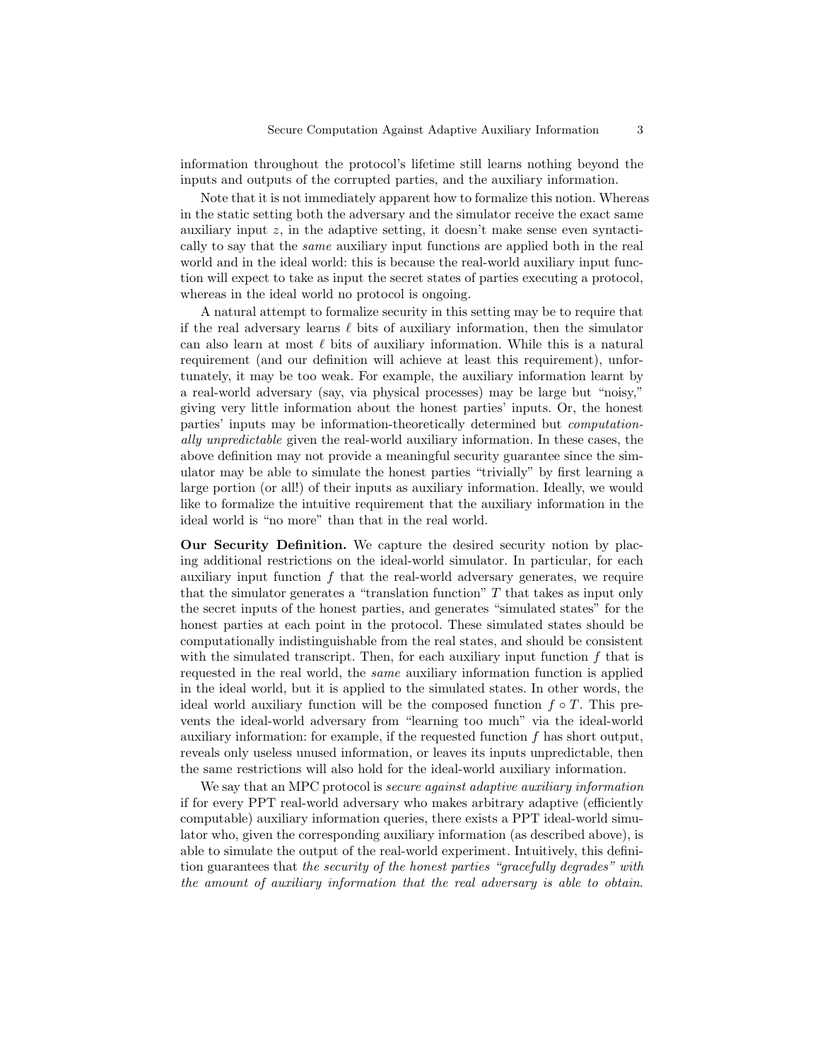information throughout the protocol's lifetime still learns nothing beyond the inputs and outputs of the corrupted parties, and the auxiliary information.

Note that it is not immediately apparent how to formalize this notion. Whereas in the static setting both the adversary and the simulator receive the exact same auxiliary input $z$, in the adaptive setting, it doesn't make sense even syntactically to say that the *same* auxiliary input functions are applied both in the real world and in the ideal world: this is because the real-world auxiliary input function will expect to take as input the secret states of parties executing a protocol, whereas in the ideal world no protocol is ongoing.

A natural attempt to formalize security in this setting may be to require that if the real adversary learns $\ell$ bits of auxiliary information, then the simulator can also learn at most $\ell$ bits of auxiliary information. While this is a natural requirement (and our definition will achieve at least this requirement), unfortunately, it may be too weak. For example, the auxiliary information learnt by a real-world adversary (say, via physical processes) may be large but "noisy," giving very little information about the honest parties' inputs. Or, the honest parties' inputs may be information-theoretically determined but *computationally unpredictable* given the real-world auxiliary information. In these cases, the above definition may not provide a meaningful security guarantee since the simulator may be able to simulate the honest parties "trivially" by first learning a large portion (or all!) of their inputs as auxiliary information. Ideally, we would like to formalize the intuitive requirement that the auxiliary information in the ideal world is "no more" than that in the real world.

**Our Security Definition.** We capture the desired security notion by placing additional restrictions on the ideal-world simulator. In particular, for each auxiliary input function $f$ that the real-world adversary generates, we require that the simulator generates a "translation function" $T$ that takes as input only the secret inputs of the honest parties, and generates "simulated states" for the honest parties at each point in the protocol. These simulated states should be computationally indistinguishable from the real states, and should be consistent with the simulated transcript. Then, for each auxiliary input function $f$ that is requested in the real world, the *same* auxiliary information function is applied in the ideal world, but it is applied to the simulated states. In other words, the ideal world auxiliary function will be the composed function $f \circ T$. This prevents the ideal-world adversary from "learning too much" via the ideal-world auxiliary information: for example, if the requested function $f$ has short output, reveals only useless unused information, or leaves its inputs unpredictable, then the same restrictions will also hold for the ideal-world auxiliary information.

We say that an MPC protocol is *secure against adaptive auxiliary information* if for every PPT real-world adversary who makes arbitrary adaptive (efficiently computable) auxiliary information queries, there exists a PPT ideal-world simulator who, given the corresponding auxiliary information (as described above), is able to simulate the output of the real-world experiment. Intuitively, this definition guarantees that *the security of the honest parties "gracefully degrades" with the amount of auxiliary information that the real adversary is able to obtain.*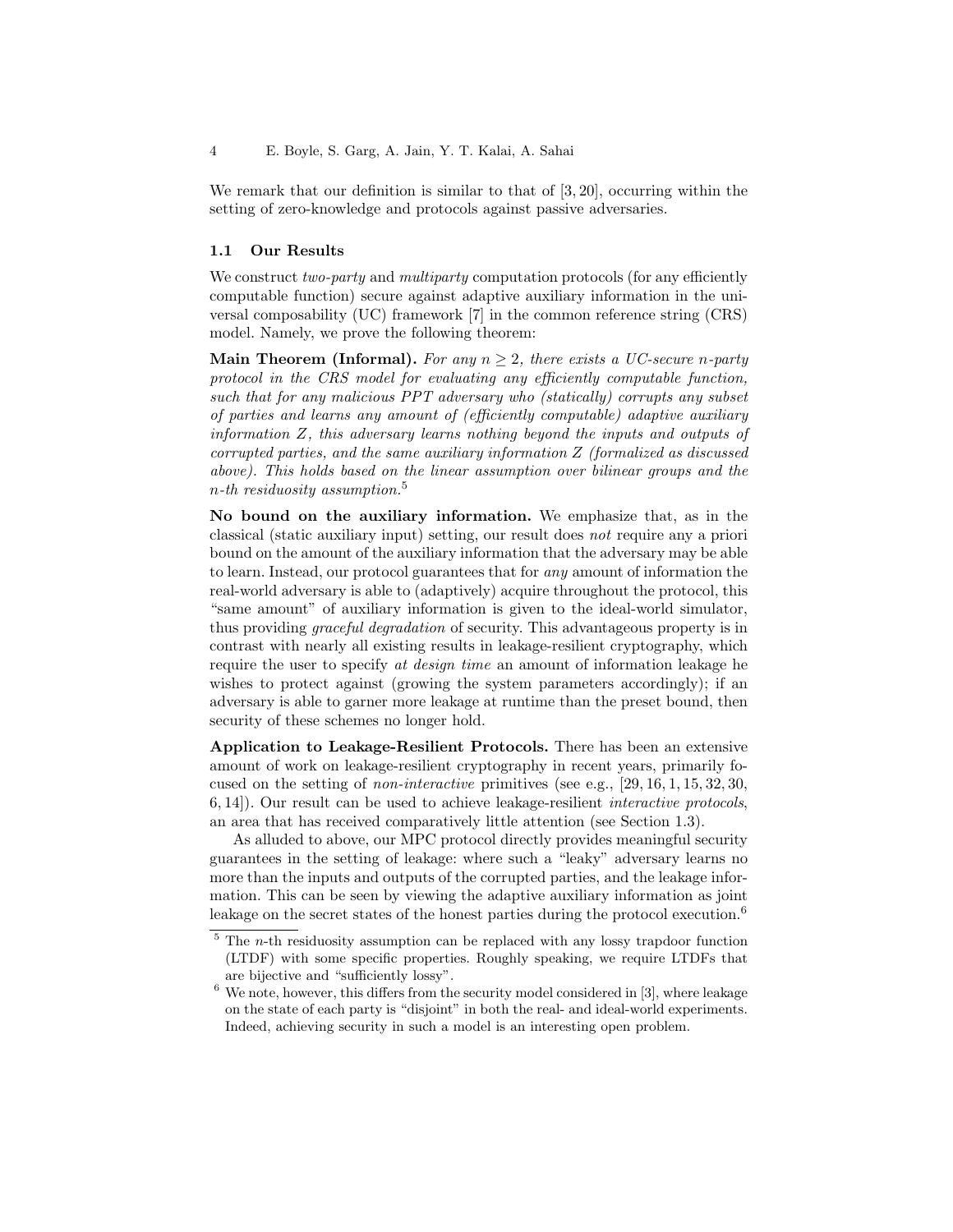We remark that our definition is similar to that of [3, 20], occurring within the setting of zero-knowledge and protocols against passive adversaries.

### 1.1 Our Results

We construct *two-party* and *multiparty* computation protocols (for any efficiently computable function) secure against adaptive auxiliary information in the universal composability (UC) framework [7] in the common reference string (CRS) model. Namely, we prove the following theorem:

**Main Theorem (Informal).** *For any $n \geq 2$, there exists a UC-secure $n$-party protocol in the CRS model for evaluating any efficiently computable function, such that for any malicious PPT adversary who (statically) corrupts any subset of parties and learns any amount of (efficiently computable) adaptive auxiliary information $Z$, this adversary learns nothing beyond the inputs and outputs of corrupted parties, and the same auxiliary information $Z$ (formalized as discussed above). This holds based on the linear assumption over bilinear groups and the $n$-th residuosity assumption.*[5]

**No bound on the auxiliary information.** We emphasize that, as in the classical (static auxiliary input) setting, our result does *not* require any a priori bound on the amount of the auxiliary information that the adversary may be able to learn. Instead, our protocol guarantees that for *any* amount of information the real-world adversary is able to (adaptively) acquire throughout the protocol, this "same amount" of auxiliary information is given to the ideal-world simulator, thus providing *graceful degradation* of security. This advantageous property is in contrast with nearly all existing results in leakage-resilient cryptography, which require the user to specify *at design time* an amount of information leakage he wishes to protect against (growing the system parameters accordingly); if an adversary is able to garner more leakage at runtime than the preset bound, then security of these schemes no longer hold.

**Application to Leakage-Resilient Protocols.** There has been an extensive amount of work on leakage-resilient cryptography in recent years, primarily focused on the setting of *non-interactive* primitives (see e.g., [29, 16, 1, 15, 32, 30, 6, 14]). Our result can be used to achieve leakage-resilient *interactive protocols*, an area that has received comparatively little attention (see Section 1.3).

As alluded to above, our MPC protocol directly provides meaningful security guarantees in the setting of leakage: where such a "leaky" adversary learns no more than the inputs and outputs of the corrupted parties, and the leakage information. This can be seen by viewing the adaptive auxiliary information as joint leakage on the secret states of the honest parties during the protocol execution.[6]

---

[5] The $n$-th residuosity assumption can be replaced with any lossy trapdoor function (LTDF) with some specific properties. Roughly speaking, we require LTDFs that are bijective and "sufficiently lossy".

[6] We note, however, this differs from the security model considered in [3], where leakage on the state of each party is "disjoint" in both the real- and ideal-world experiments. Indeed, achieving security in such a model is an interesting open problem.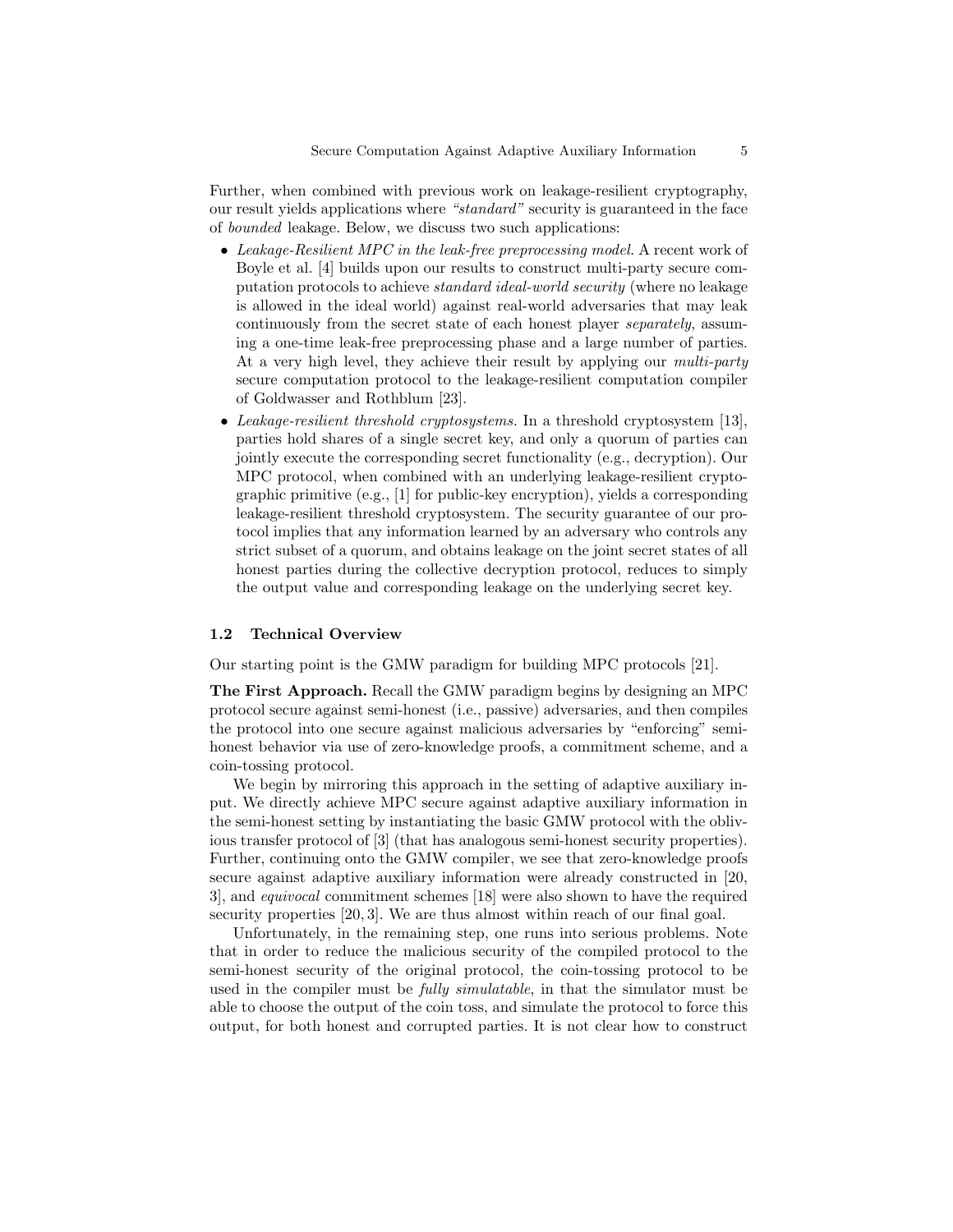Further, when combined with previous work on leakage-resilient cryptography, our result yields applications where *"standard"* security is guaranteed in the face of *bounded* leakage. Below, we discuss two such applications:

- *Leakage-Resilient MPC in the leak-free preprocessing model.* A recent work of Boyle et al. [4] builds upon our results to construct multi-party secure computation protocols to achieve *standard ideal-world security* (where no leakage is allowed in the ideal world) against real-world adversaries that may leak continuously from the secret state of each honest player *separately*, assuming a one-time leak-free preprocessing phase and a large number of parties. At a very high level, they achieve their result by applying our *multi-party* secure computation protocol to the leakage-resilient computation compiler of Goldwasser and Rothblum [23].
- *Leakage-resilient threshold cryptosystems.* In a threshold cryptosystem [13], parties hold shares of a single secret key, and only a quorum of parties can jointly execute the corresponding secret functionality (e.g., decryption). Our MPC protocol, when combined with an underlying leakage-resilient cryptographic primitive (e.g., [1] for public-key encryption), yields a corresponding leakage-resilient threshold cryptosystem. The security guarantee of our protocol implies that any information learned by an adversary who controls any strict subset of a quorum, and obtains leakage on the joint secret states of all honest parties during the collective decryption protocol, reduces to simply the output value and corresponding leakage on the underlying secret key.

### 1.2 Technical Overview

Our starting point is the GMW paradigm for building MPC protocols [21].

**The First Approach.** Recall the GMW paradigm begins by designing an MPC protocol secure against semi-honest (i.e., passive) adversaries, and then compiles the protocol into one secure against malicious adversaries by "enforcing" semi-honest behavior via use of zero-knowledge proofs, a commitment scheme, and a coin-tossing protocol.

We begin by mirroring this approach in the setting of adaptive auxiliary input. We directly achieve MPC secure against adaptive auxiliary information in the semi-honest setting by instantiating the basic GMW protocol with the oblivious transfer protocol of [3] (that has analogous semi-honest security properties). Further, continuing onto the GMW compiler, we see that zero-knowledge proofs secure against adaptive auxiliary information were already constructed in [20, 3], and *equivocal* commitment schemes [18] were also shown to have the required security properties [20, 3]. We are thus almost within reach of our final goal.

Unfortunately, in the remaining step, one runs into serious problems. Note that in order to reduce the malicious security of the compiled protocol to the semi-honest security of the original protocol, the coin-tossing protocol to be used in the compiler must be *fully simulatable*, in that the simulator must be able to choose the output of the coin toss, and simulate the protocol to force this output, for both honest and corrupted parties. It is not clear how to construct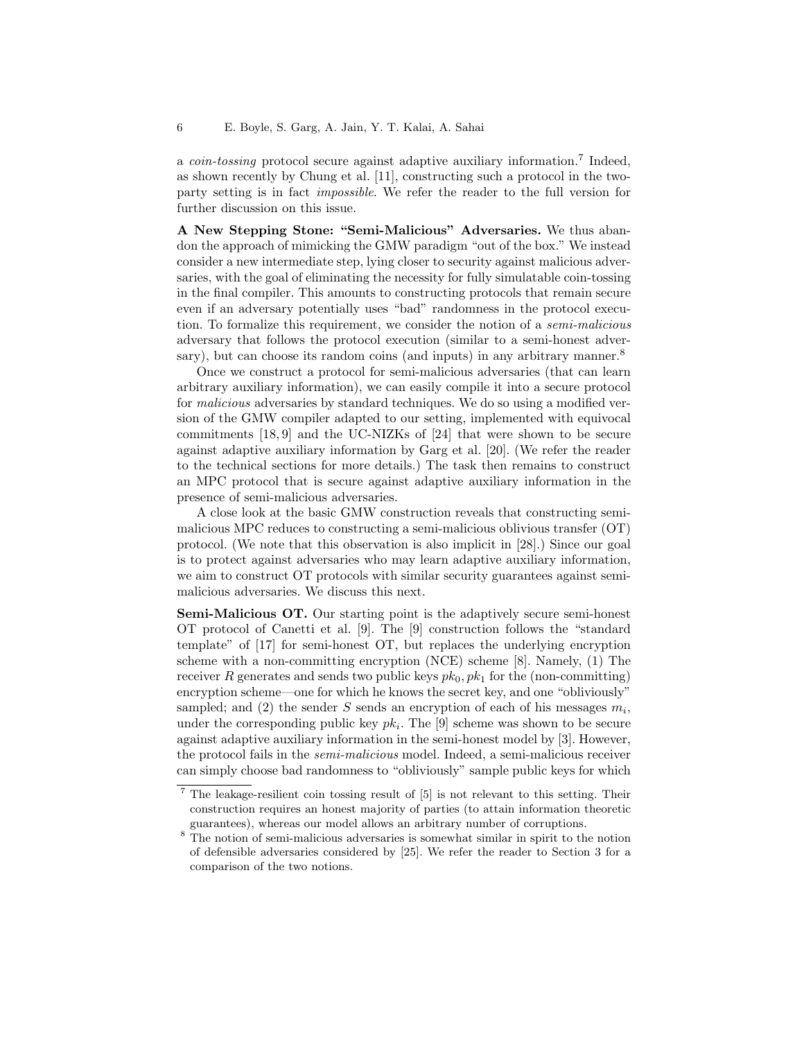a *coin-tossing* protocol secure against adaptive auxiliary information.[7] Indeed, as shown recently by Chung et al. [11], constructing such a protocol in the two-party setting is in fact *impossible*. We refer the reader to the full version for further discussion on this issue.

**A New Stepping Stone: "Semi-Malicious" Adversaries.** We thus abandon the approach of mimicking the GMW paradigm "out of the box." We instead consider a new intermediate step, lying closer to security against malicious adversaries, with the goal of eliminating the necessity for fully simulatable coin-tossing in the final compiler. This amounts to constructing protocols that remain secure even if an adversary potentially uses "bad" randomness in the protocol execution. To formalize this requirement, we consider the notion of a *semi-malicious* adversary that follows the protocol execution (similar to a semi-honest adversary), but can choose its random coins (and inputs) in any arbitrary manner.[8]

Once we construct a protocol for semi-malicious adversaries (that can learn arbitrary auxiliary information), we can easily compile it into a secure protocol for *malicious* adversaries by standard techniques. We do so using a modified version of the GMW compiler adapted to our setting, implemented with equivocal commitments [18, 9] and the UC-NIZKs of [24] that were shown to be secure against adaptive auxiliary information by Garg et al. [20]. (We refer the reader to the technical sections for more details.) The task then remains to construct an MPC protocol that is secure against adaptive auxiliary information in the presence of semi-malicious adversaries.

A close look at the basic GMW construction reveals that constructing semi-malicious MPC reduces to constructing a semi-malicious oblivious transfer (OT) protocol. (We note that this observation is also implicit in [28].) Since our goal is to protect against adversaries who may learn adaptive auxiliary information, we aim to construct OT protocols with similar security guarantees against semi-malicious adversaries. We discuss this next.

**Semi-Malicious OT.** Our starting point is the adaptively secure semi-honest OT protocol of Canetti et al. [9]. The [9] construction follows the "standard template" of [17] for semi-honest OT, but replaces the underlying encryption scheme with a non-committing encryption (NCE) scheme [8]. Namely, (1) The receiver $R$ generates and sends two public keys $pk_0, pk_1$ for the (non-committing) encryption scheme—one for which he knows the secret key, and one "obliviously" sampled; and (2) the sender $S$ sends an encryption of each of his messages $m_i$, under the corresponding public key $pk_i$. The [9] scheme was shown to be secure against adaptive auxiliary information in the semi-honest model by [3]. However, the protocol fails in the *semi-malicious* model. Indeed, a semi-malicious receiver can simply choose bad randomness to "obliviously" sample public keys for which

[7] The leakage-resilient coin tossing result of [5] is not relevant to this setting. Their construction requires an honest majority of parties (to attain information theoretic guarantees), whereas our model allows an arbitrary number of corruptions.

[8] The notion of semi-malicious adversaries is somewhat similar in spirit to the notion of defensible adversaries considered by [25]. We refer the reader to Section 3 for a comparison of the two notions.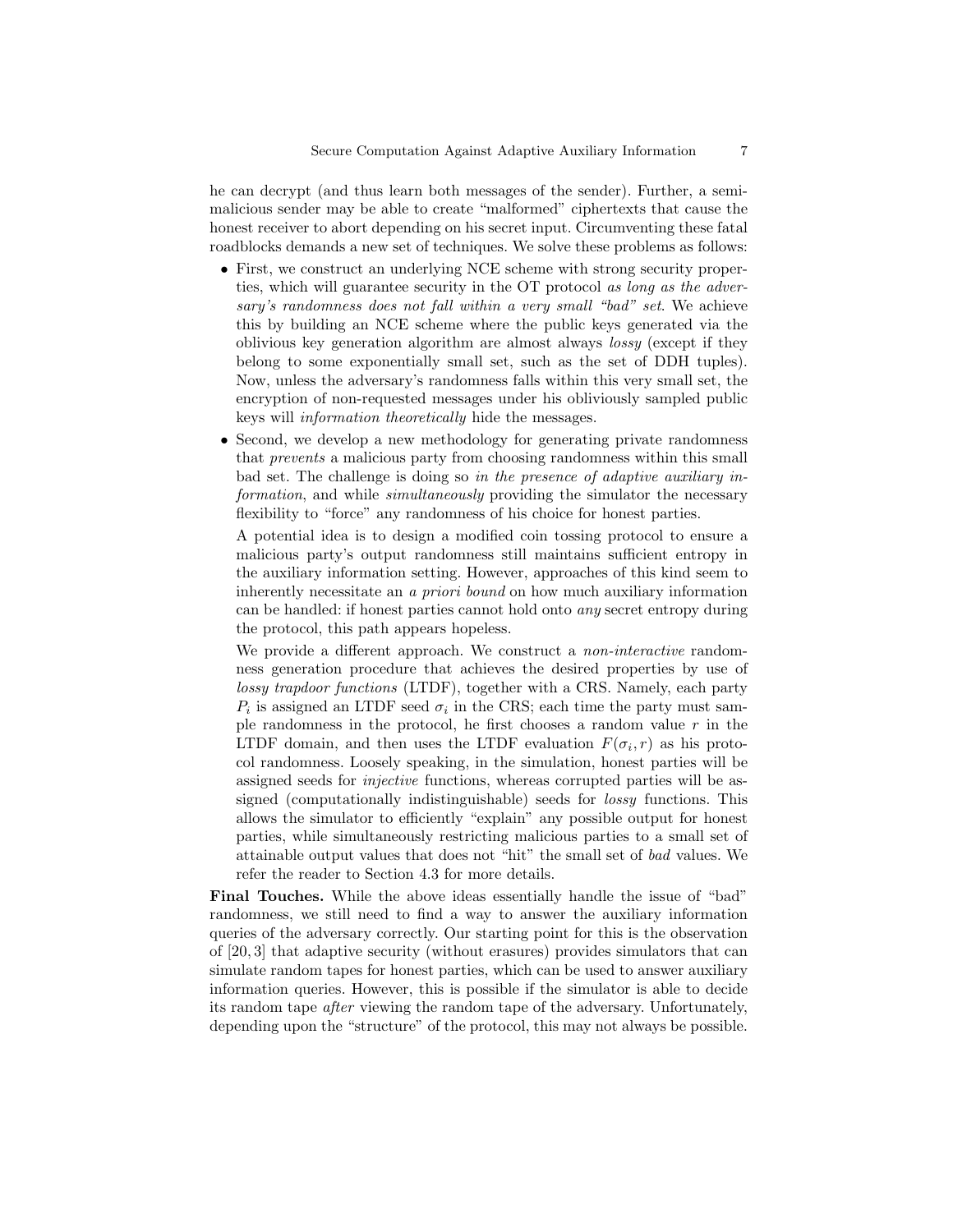he can decrypt (and thus learn both messages of the sender). Further, a semi-malicious sender may be able to create "malformed" ciphertexts that cause the honest receiver to abort depending on his secret input. Circumventing these fatal roadblocks demands a new set of techniques. We solve these problems as follows:

- First, we construct an underlying NCE scheme with strong security properties, which will guarantee security in the OT protocol *as long as the adversary's randomness does not fall within a very small "bad" set*. We achieve this by building an NCE scheme where the public keys generated via the oblivious key generation algorithm are almost always *lossy* (except if they belong to some exponentially small set, such as the set of DDH tuples). Now, unless the adversary's randomness falls within this very small set, the encryption of non-requested messages under his obliviously sampled public keys will *information theoretically* hide the messages.
- Second, we develop a new methodology for generating private randomness that *prevents* a malicious party from choosing randomness within this small bad set. The challenge is doing so *in the presence of adaptive auxiliary information*, and while *simultaneously* providing the simulator the necessary flexibility to "force" any randomness of his choice for honest parties.

  A potential idea is to design a modified coin tossing protocol to ensure a malicious party's output randomness still maintains sufficient entropy in the auxiliary information setting. However, approaches of this kind seem to inherently necessitate an *a priori bound* on how much auxiliary information can be handled: if honest parties cannot hold onto *any* secret entropy during the protocol, this path appears hopeless.

  We provide a different approach. We construct a *non-interactive* randomness generation procedure that achieves the desired properties by use of *lossy trapdoor functions* (LTDF), together with a CRS. Namely, each party $P_i$ is assigned an LTDF seed $\sigma_i$ in the CRS; each time the party must sample randomness in the protocol, he first chooses a random value $r$ in the LTDF domain, and then uses the LTDF evaluation $F(\sigma_i, r)$ as his protocol randomness. Loosely speaking, in the simulation, honest parties will be assigned seeds for *injective* functions, whereas corrupted parties will be assigned (computationally indistinguishable) seeds for *lossy* functions. This allows the simulator to efficiently "explain" any possible output for honest parties, while simultaneously restricting malicious parties to a small set of attainable output values that does not "hit" the small set of *bad* values. We refer the reader to Section 4.3 for more details.

**Final Touches.** While the above ideas essentially handle the issue of "bad" randomness, we still need to find a way to answer the auxiliary information queries of the adversary correctly. Our starting point for this is the observation of [20, 3] that adaptive security (without erasures) provides simulators that can simulate random tapes for honest parties, which can be used to answer auxiliary information queries. However, this is possible if the simulator is able to decide its random tape *after* viewing the random tape of the adversary. Unfortunately, depending upon the "structure" of the protocol, this may not always be possible.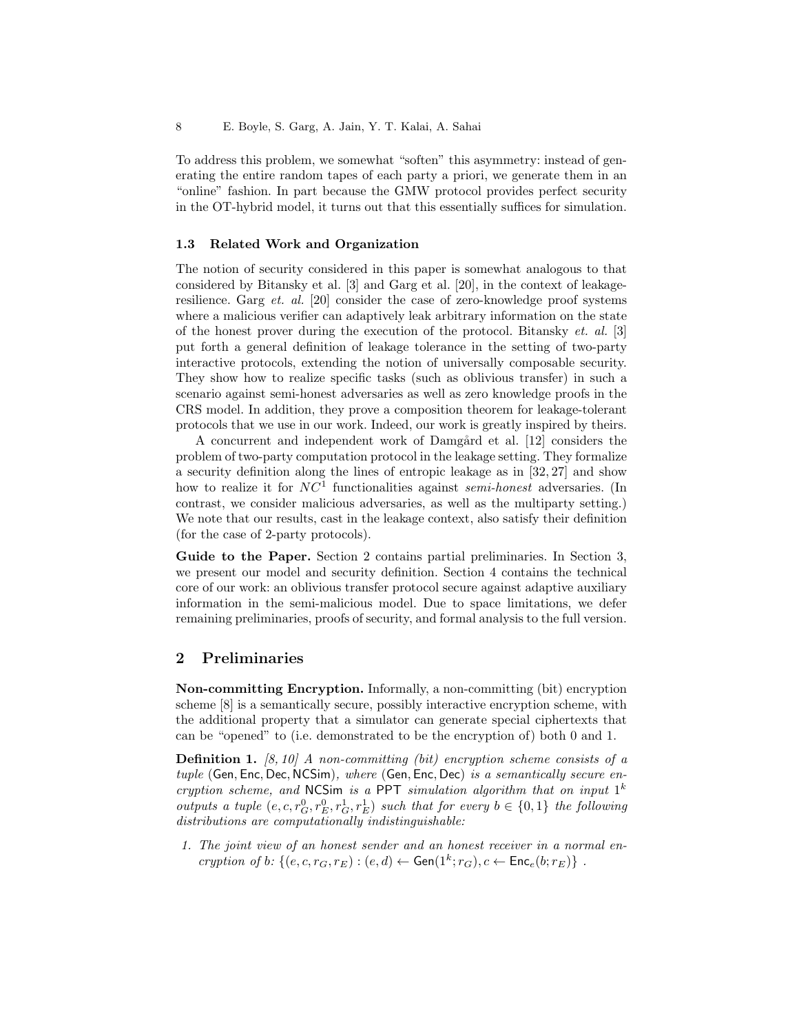To address this problem, we somewhat "soften" this asymmetry: instead of generating the entire random tapes of each party a priori, we generate them in an "online" fashion. In part because the GMW protocol provides perfect security in the OT-hybrid model, it turns out that this essentially suffices for simulation.

### 1.3 Related Work and Organization

The notion of security considered in this paper is somewhat analogous to that considered by Bitansky et al. [3] and Garg et al. [20], in the context of leakage-resilience. Garg *et. al.* [20] consider the case of zero-knowledge proof systems where a malicious verifier can adaptively leak arbitrary information on the state of the honest prover during the execution of the protocol. Bitansky *et. al.* [3] put forth a general definition of leakage tolerance in the setting of two-party interactive protocols, extending the notion of universally composable security. They show how to realize specific tasks (such as oblivious transfer) in such a scenario against semi-honest adversaries as well as zero knowledge proofs in the CRS model. In addition, they prove a composition theorem for leakage-tolerant protocols that we use in our work. Indeed, our work is greatly inspired by theirs.

A concurrent and independent work of Damgård et al. [12] considers the problem of two-party computation protocol in the leakage setting. They formalize a security definition along the lines of entropic leakage as in [32, 27] and show how to realize it for $NC^1$ functionalities against *semi-honest* adversaries. (In contrast, we consider malicious adversaries, as well as the multiparty setting.) We note that our results, cast in the leakage context, also satisfy their definition (for the case of 2-party protocols).

**Guide to the Paper.** Section 2 contains partial preliminaries. In Section 3, we present our model and security definition. Section 4 contains the technical core of our work: an oblivious transfer protocol secure against adaptive auxiliary information in the semi-malicious model. Due to space limitations, we defer remaining preliminaries, proofs of security, and formal analysis to the full version.

## 2 Preliminaries

**Non-committing Encryption.** Informally, a non-committing (bit) encryption scheme [8] is a semantically secure, possibly interactive encryption scheme, with the additional property that a simulator can generate special ciphertexts that can be "opened" to (i.e. demonstrated to be the encryption of) both 0 and 1.

**Definition 1.** *[8, 10] A non-committing (bit) encryption scheme consists of a tuple* $(\mathsf{Gen}, \mathsf{Enc}, \mathsf{Dec}, \mathsf{NCSim})$*, where* $(\mathsf{Gen}, \mathsf{Enc}, \mathsf{Dec})$ *is a semantically secure encryption scheme, and* $\mathsf{NCSim}$ *is a* PPT *simulation algorithm that on input* $1^k$ *outputs a tuple* $(e, c, r_G^0, r_E^0, r_G^1, r_E^1)$ *such that for every* $b \in \{0, 1\}$ *the following distributions are computationally indistinguishable:*

1. *The joint view of an honest sender and an honest receiver in a normal encryption of b:* $\{(e, c, r_G, r_E) : (e, d) \leftarrow \mathsf{Gen}(1^k; r_G), c \leftarrow \mathsf{Enc}_e(b; r_E)\}$ .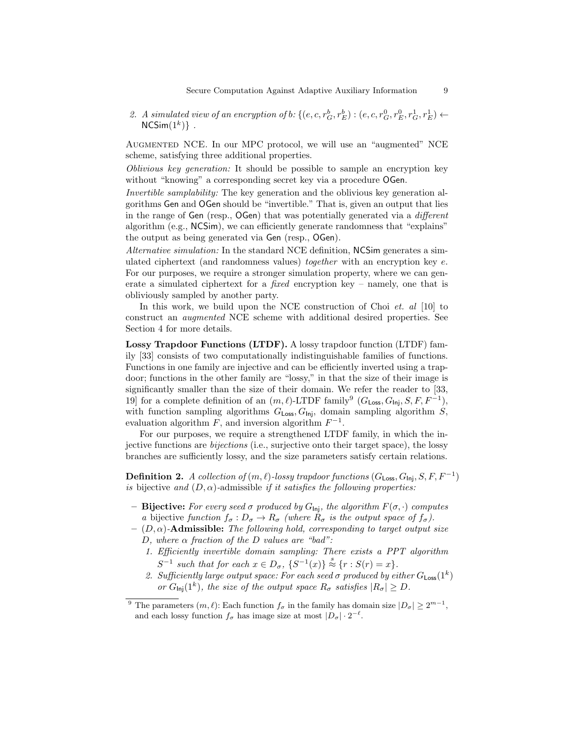2. *A simulated view of an encryption of b:* $\{(e, c, r_G^b, r_E^b) : (e, c, r_G^0, r_E^0, r_G^1, r_E^1) \leftarrow \mathsf{NCSim}(1^k)\}$ .

Augmented NCE. In our MPC protocol, we will use an "augmented" NCE scheme, satisfying three additional properties.

*Oblivious key generation:* It should be possible to sample an encryption key without "knowing" a corresponding secret key via a procedure $\mathsf{OGen}$.

*Invertible samplability:* The key generation and the oblivious key generation algorithms $\mathsf{Gen}$ and $\mathsf{OGen}$ should be "invertible." That is, given an output that lies in the range of $\mathsf{Gen}$ (resp., $\mathsf{OGen}$) that was potentially generated via a *different* algorithm (e.g., $\mathsf{NCSim}$), we can efficiently generate randomness that "explains" the output as being generated via $\mathsf{Gen}$ (resp., $\mathsf{OGen}$).

*Alternative simulation:* In the standard NCE definition, $\mathsf{NCSim}$ generates a simulated ciphertext (and randomness values) *together* with an encryption key $e$. For our purposes, we require a stronger simulation property, where we can generate a simulated ciphertext for a *fixed* encryption key – namely, one that is obliviously sampled by another party.

In this work, we build upon the NCE construction of Choi *et. al* [10] to construct an *augmented* NCE scheme with additional desired properties. See Section 4 for more details.

**Lossy Trapdoor Functions (LTDF).** A lossy trapdoor function (LTDF) family [33] consists of two computationally indistinguishable families of functions. Functions in one family are injective and can be efficiently inverted using a trapdoor; functions in the other family are "lossy," in that the size of their image is significantly smaller than the size of their domain. We refer the reader to [33, 19] for a complete definition of an $(m, \ell)$-LTDF family[9] $(G_{\mathsf{Loss}}, G_{\mathsf{Inj}}, S, F, F^{-1})$, with function sampling algorithms $G_{\mathsf{Loss}}, G_{\mathsf{Inj}}$, domain sampling algorithm $S$, evaluation algorithm $F$, and inversion algorithm $F^{-1}$.

For our purposes, we require a strengthened LTDF family, in which the injective functions are *bijections* (i.e., surjective onto their target space), the lossy branches are sufficiently lossy, and the size parameters satisfy certain relations.

**Definition 2.** *A collection of $(m, \ell)$-lossy trapdoor functions $(G_{\mathsf{Loss}}, G_{\mathsf{Inj}}, S, F, F^{-1})$ is* bijective *and* $(D, \alpha)$-admissible *if it satisfies the following properties:*

- **Bijective:** *For every seed $\sigma$ produced by $G_{\mathsf{Inj}}$, the algorithm $F(\sigma, \cdot)$ computes a* bijective *function $f_\sigma : D_\sigma \to R_\sigma$ (where $R_\sigma$ is the output space of $f_\sigma$).*
- $(D, \alpha)$**-Admissible:** *The following hold, corresponding to target output size $D$, where $\alpha$ fraction of the $D$ values are "bad":*
  1. *Efficiently invertible domain sampling: There exists a PPT algorithm $S^{-1}$ such that for each $x \in D_\sigma$, $\{S^{-1}(x)\} \stackrel{s}{\approx} \{r : S(r) = x\}$.*
  2. *Sufficiently large output space: For each seed $\sigma$ produced by either $G_{\mathsf{Loss}}(1^k)$ or $G_{\mathsf{Inj}}(1^k)$, the size of the output space $R_\sigma$ satisfies $|R_\sigma| \geq D$.*

[9] The parameters $(m, \ell)$: Each function $f_\sigma$ in the family has domain size $|D_\sigma| \geq 2^{m-1}$, and each lossy function $f_\sigma$ has image size at most $|D_\sigma| \cdot 2^{-\ell}$.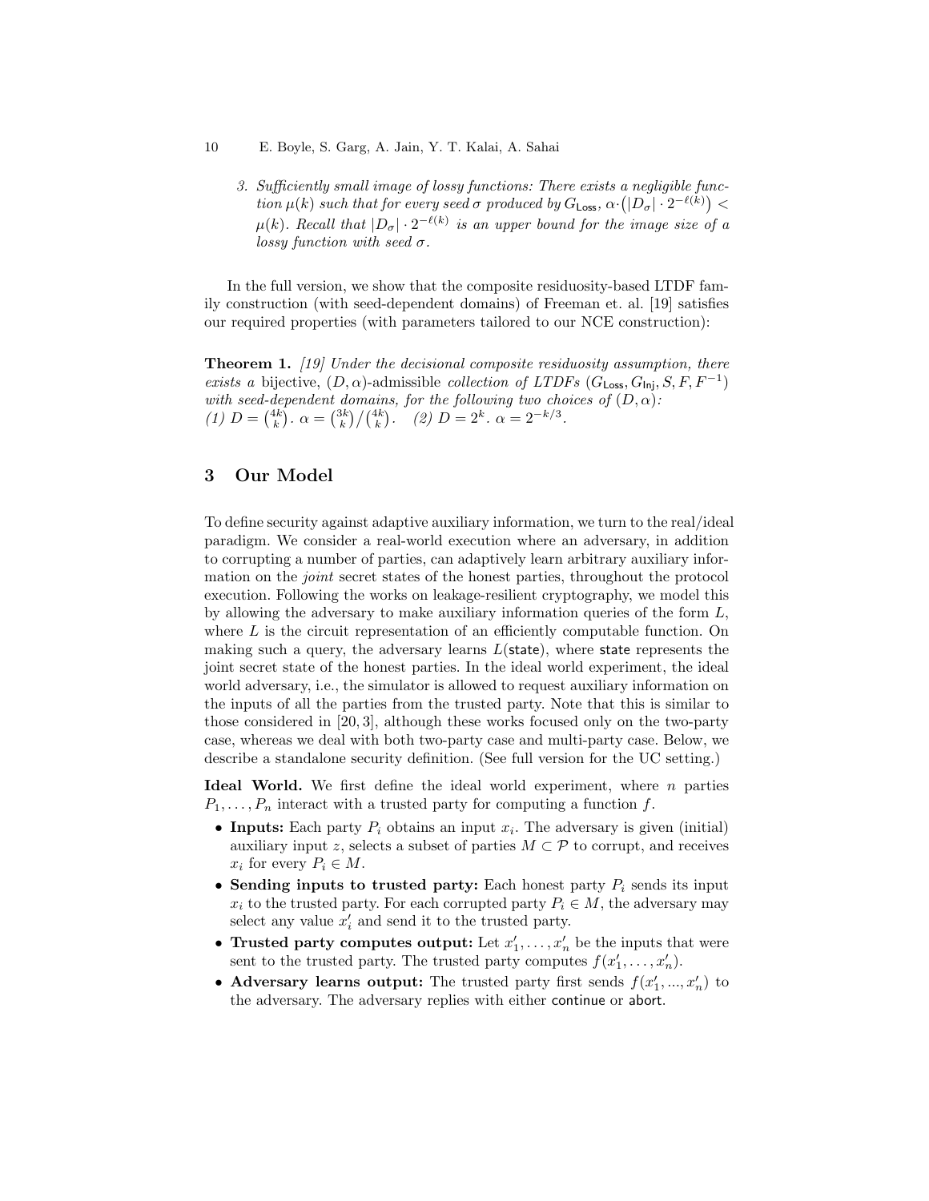3. *Sufficiently small image of lossy functions: There exists a negligible function $\mu(k)$ such that for every seed $\sigma$ produced by $G_{\mathsf{Loss}}$, $\alpha \cdot \left(|D_\sigma| \cdot 2^{-\ell(k)}\right) < \mu(k)$. Recall that $|D_\sigma| \cdot 2^{-\ell(k)}$ is an upper bound for the image size of a lossy function with seed $\sigma$.*

In the full version, we show that the composite residuosity-based LTDF family construction (with seed-dependent domains) of Freeman et. al. [19] satisfies our required properties (with parameters tailored to our NCE construction):

**Theorem 1.** *[19] Under the decisional composite residuosity assumption, there exists a* bijective, *$(D, \alpha)$-admissible collection of LTDFs $(G_{\mathsf{Loss}}, G_{\mathsf{Inj}}, S, F, F^{-1})$ with seed-dependent domains, for the following two choices of $(D, \alpha)$:*
*(1) $D = \binom{4k}{k}$. $\alpha = \binom{3k}{k} / \binom{4k}{k}$. (2) $D = 2^k$. $\alpha = 2^{-k/3}$.*

## 3 Our Model

To define security against adaptive auxiliary information, we turn to the real/ideal paradigm. We consider a real-world execution where an adversary, in addition to corrupting a number of parties, can adaptively learn arbitrary auxiliary information on the *joint* secret states of the honest parties, throughout the protocol execution. Following the works on leakage-resilient cryptography, we model this by allowing the adversary to make auxiliary information queries of the form $L$, where $L$ is the circuit representation of an efficiently computable function. On making such a query, the adversary learns $L(\mathsf{state})$, where $\mathsf{state}$ represents the joint secret state of the honest parties. In the ideal world experiment, the ideal world adversary, i.e., the simulator is allowed to request auxiliary information on the inputs of all the parties from the trusted party. Note that this is similar to those considered in [20, 3], although these works focused only on the two-party case, whereas we deal with both two-party case and multi-party case. Below, we describe a standalone security definition. (See full version for the UC setting.)

**Ideal World.** We first define the ideal world experiment, where $n$ parties $P_1, \ldots, P_n$ interact with a trusted party for computing a function $f$.

- **Inputs:** Each party $P_i$ obtains an input $x_i$. The adversary is given (initial) auxiliary input $z$, selects a subset of parties $M \subset \mathcal{P}$ to corrupt, and receives $x_i$ for every $P_i \in M$.
- **Sending inputs to trusted party:** Each honest party $P_i$ sends its input $x_i$ to the trusted party. For each corrupted party $P_i \in M$, the adversary may select any value $x'_i$ and send it to the trusted party.
- **Trusted party computes output:** Let $x'_1, \ldots, x'_n$ be the inputs that were sent to the trusted party. The trusted party computes $f(x'_1, \ldots, x'_n)$.
- **Adversary learns output:** The trusted party first sends $f(x'_1, ..., x'_n)$ to the adversary. The adversary replies with either $\mathsf{continue}$ or $\mathsf{abort}$.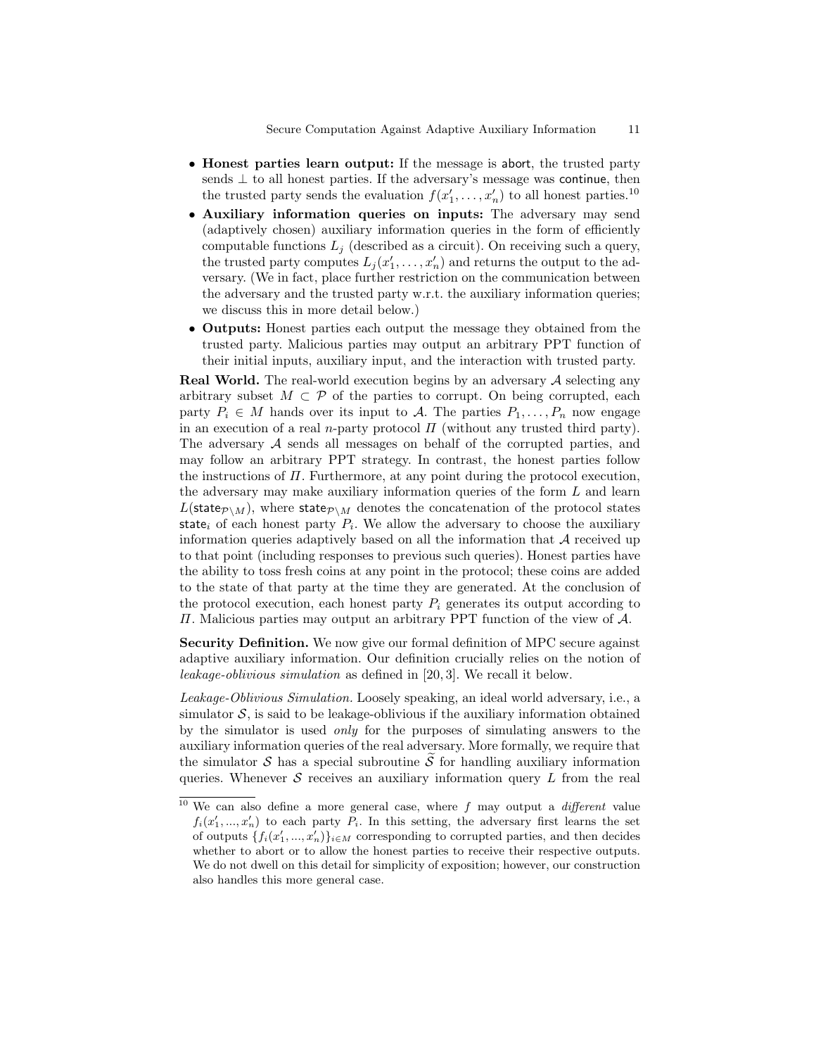- **Honest parties learn output:** If the message is abort, the trusted party sends $\perp$ to all honest parties. If the adversary's message was continue, then the trusted party sends the evaluation $f(x'_1, \ldots, x'_n)$ to all honest parties.[10]
- **Auxiliary information queries on inputs:** The adversary may send (adaptively chosen) auxiliary information queries in the form of efficiently computable functions $L_j$ (described as a circuit). On receiving such a query, the trusted party computes $L_j(x'_1, \ldots, x'_n)$ and returns the output to the adversary. (We in fact, place further restriction on the communication between the adversary and the trusted party w.r.t. the auxiliary information queries; we discuss this in more detail below.)
- **Outputs:** Honest parties each output the message they obtained from the trusted party. Malicious parties may output an arbitrary PPT function of their initial inputs, auxiliary input, and the interaction with trusted party.

**Real World.** The real-world execution begins by an adversary $\mathcal{A}$ selecting any arbitrary subset $M \subset \mathcal{P}$ of the parties to corrupt. On being corrupted, each party $P_i \in M$ hands over its input to $\mathcal{A}$. The parties $P_1, \ldots, P_n$ now engage in an execution of a real $n$-party protocol $\Pi$ (without any trusted third party). The adversary $\mathcal{A}$ sends all messages on behalf of the corrupted parties, and may follow an arbitrary PPT strategy. In contrast, the honest parties follow the instructions of $\Pi$. Furthermore, at any point during the protocol execution, the adversary may make auxiliary information queries of the form $L$ and learn $L(\mathsf{state}_{\mathcal{P}\setminus M})$, where $\mathsf{state}_{\mathcal{P}\setminus M}$ denotes the concatenation of the protocol states $\mathsf{state}_i$ of each honest party $P_i$. We allow the adversary to choose the auxiliary information queries adaptively based on all the information that $\mathcal{A}$ received up to that point (including responses to previous such queries). Honest parties have the ability to toss fresh coins at any point in the protocol; these coins are added to the state of that party at the time they are generated. At the conclusion of the protocol execution, each honest party $P_i$ generates its output according to $\Pi$. Malicious parties may output an arbitrary PPT function of the view of $\mathcal{A}$.

**Security Definition.** We now give our formal definition of MPC secure against adaptive auxiliary information. Our definition crucially relies on the notion of *leakage-oblivious simulation* as defined in [20, 3]. We recall it below.

*Leakage-Oblivious Simulation.* Loosely speaking, an ideal world adversary, i.e., a simulator $\mathcal{S}$, is said to be leakage-oblivious if the auxiliary information obtained by the simulator is used *only* for the purposes of simulating answers to the auxiliary information queries of the real adversary. More formally, we require that the simulator $\mathcal{S}$ has a special subroutine $\widetilde{\mathcal{S}}$ for handling auxiliary information queries. Whenever $\mathcal{S}$ receives an auxiliary information query $L$ from the real

[10] We can also define a more general case, where $f$ may output a *different* value $f_i(x'_1, ..., x'_n)$ to each party $P_i$. In this setting, the adversary first learns the set of outputs $\{f_i(x'_1, ..., x'_n)\}_{i \in M}$ corresponding to corrupted parties, and then decides whether to abort or to allow the honest parties to receive their respective outputs. We do not dwell on this detail for simplicity of exposition; however, our construction also handles this more general case.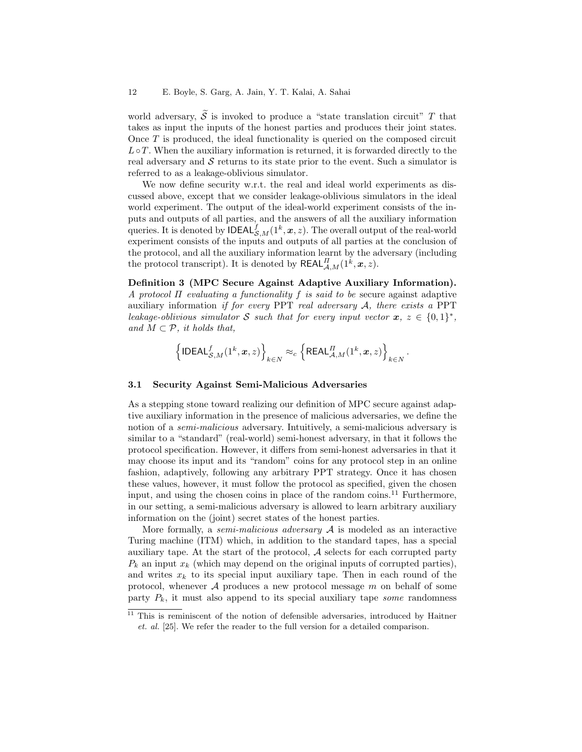world adversary, $\widetilde{\mathcal{S}}$ is invoked to produce a "state translation circuit" $T$ that takes as input the inputs of the honest parties and produces their joint states. Once $T$ is produced, the ideal functionality is queried on the composed circuit $L \circ T$. When the auxiliary information is returned, it is forwarded directly to the real adversary and $\mathcal{S}$ returns to its state prior to the event. Such a simulator is referred to as a leakage-oblivious simulator.

We now define security w.r.t. the real and ideal world experiments as discussed above, except that we consider leakage-oblivious simulators in the ideal world experiment. The output of the ideal-world experiment consists of the inputs and outputs of all parties, and the answers of all the auxiliary information queries. It is denoted by $\mathsf{IDEAL}^{f}_{\mathcal{S},M}(1^k, \boldsymbol{x}, z)$. The overall output of the real-world experiment consists of the inputs and outputs of all parties at the conclusion of the protocol, and all the auxiliary information learnt by the adversary (including the protocol transcript). It is denoted by $\mathsf{REAL}^{\Pi}_{\mathcal{A},M}(1^k, \boldsymbol{x}, z)$.

**Definition 3 (MPC Secure Against Adaptive Auxiliary Information).** *A protocol $\Pi$ evaluating a functionality $f$ is said to be* secure against adaptive auxiliary information *if for every* PPT *real adversary $\mathcal{A}$, there exists a* PPT *leakage-oblivious simulator $\mathcal{S}$ such that for every input vector $\boldsymbol{x}$, $z \in \{0,1\}^*$, and $M \subset \mathcal{P}$, it holds that,*

$$\left\{\mathsf{IDEAL}^{f}_{\mathcal{S},M}(1^k, \boldsymbol{x}, z)\right\}_{k \in N} \approx_c \left\{\mathsf{REAL}^{\Pi}_{\mathcal{A},M}(1^k, \boldsymbol{x}, z)\right\}_{k \in N}.$$

### 3.1 Security Against Semi-Malicious Adversaries

As a stepping stone toward realizing our definition of MPC secure against adaptive auxiliary information in the presence of malicious adversaries, we define the notion of a *semi-malicious* adversary. Intuitively, a semi-malicious adversary is similar to a "standard" (real-world) semi-honest adversary, in that it follows the protocol specification. However, it differs from semi-honest adversaries in that it may choose its input and its "random" coins for any protocol step in an online fashion, adaptively, following any arbitrary PPT strategy. Once it has chosen these values, however, it must follow the protocol as specified, given the chosen input, and using the chosen coins in place of the random coins.[11] Furthermore, in our setting, a semi-malicious adversary is allowed to learn arbitrary auxiliary information on the (joint) secret states of the honest parties.

More formally, a *semi-malicious adversary* $\mathcal{A}$ is modeled as an interactive Turing machine (ITM) which, in addition to the standard tapes, has a special auxiliary tape. At the start of the protocol, $\mathcal{A}$ selects for each corrupted party $P_k$ an input $x_k$ (which may depend on the original inputs of corrupted parties), and writes $x_k$ to its special input auxiliary tape. Then in each round of the protocol, whenever $\mathcal{A}$ produces a new protocol message $m$ on behalf of some party $P_k$, it must also append to its special auxiliary tape *some* randomness

[11] This is reminiscent of the notion of defensible adversaries, introduced by Haitner *et. al.* [25]. We refer the reader to the full version for a detailed comparison.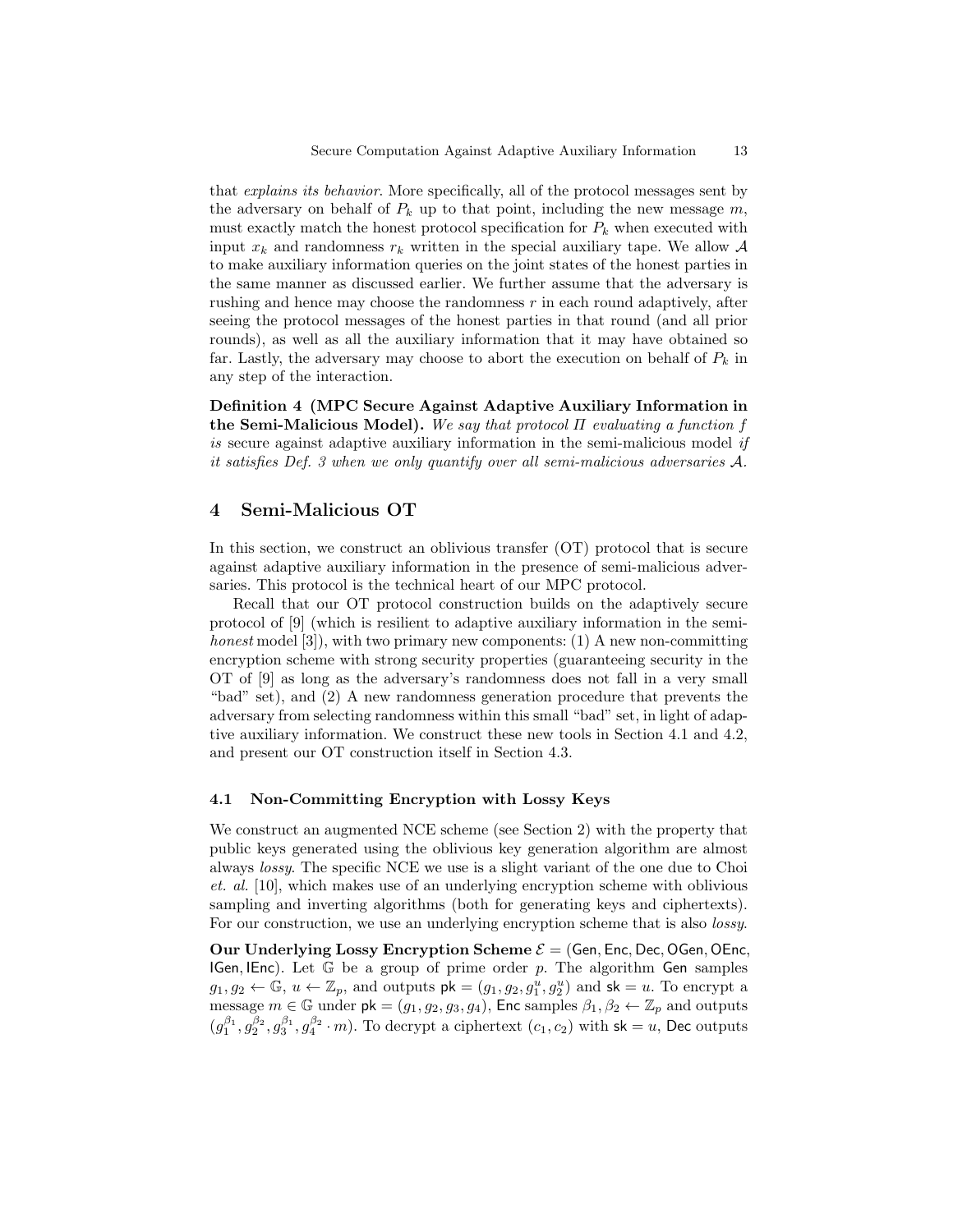that *explains its behavior*. More specifically, all of the protocol messages sent by the adversary on behalf of $P_k$ up to that point, including the new message $m$, must exactly match the honest protocol specification for $P_k$ when executed with input $x_k$ and randomness $r_k$ written in the special auxiliary tape. We allow $\mathcal{A}$ to make auxiliary information queries on the joint states of the honest parties in the same manner as discussed earlier. We further assume that the adversary is rushing and hence may choose the randomness $r$ in each round adaptively, after seeing the protocol messages of the honest parties in that round (and all prior rounds), as well as all the auxiliary information that it may have obtained so far. Lastly, the adversary may choose to abort the execution on behalf of $P_k$ in any step of the interaction.

**Definition 4 (MPC Secure Against Adaptive Auxiliary Information in the Semi-Malicious Model).** *We say that protocol $\Pi$ evaluating a function $f$ is* secure against adaptive auxiliary information in the semi-malicious model *if it satisfies Def. 3 when we only quantify over all semi-malicious adversaries $\mathcal{A}$.*

## 4 Semi-Malicious OT

In this section, we construct an oblivious transfer (OT) protocol that is secure against adaptive auxiliary information in the presence of semi-malicious adversaries. This protocol is the technical heart of our MPC protocol.

Recall that our OT protocol construction builds on the adaptively secure protocol of [9] (which is resilient to adaptive auxiliary information in the semi-*honest* model [3]), with two primary new components: (1) A new non-committing encryption scheme with strong security properties (guaranteeing security in the OT of [9] as long as the adversary's randomness does not fall in a very small "bad" set), and (2) A new randomness generation procedure that prevents the adversary from selecting randomness within this small "bad" set, in light of adaptive auxiliary information. We construct these new tools in Section 4.1 and 4.2, and present our OT construction itself in Section 4.3.

### 4.1 Non-Committing Encryption with Lossy Keys

We construct an augmented NCE scheme (see Section 2) with the property that public keys generated using the oblivious key generation algorithm are almost always *lossy*. The specific NCE we use is a slight variant of the one due to Choi *et. al.* [10], which makes use of an underlying encryption scheme with oblivious sampling and inverting algorithms (both for generating keys and ciphertexts). For our construction, we use an underlying encryption scheme that is also *lossy*.

**Our Underlying Lossy Encryption Scheme** $\mathcal{E} = (\mathsf{Gen}, \mathsf{Enc}, \mathsf{Dec}, \mathsf{OGen}, \mathsf{OEnc}, \mathsf{IGen}, \mathsf{IEnc})$. Let $\mathbb{G}$ be a group of prime order $p$. The algorithm $\mathsf{Gen}$ samples $g_1, g_2 \leftarrow \mathbb{G}$, $u \leftarrow \mathbb{Z}_p$, and outputs $\mathsf{pk} = (g_1, g_2, g_1^u, g_2^u)$ and $\mathsf{sk} = u$. To encrypt a message $m \in \mathbb{G}$ under $\mathsf{pk} = (g_1, g_2, g_3, g_4)$, $\mathsf{Enc}$ samples $\beta_1, \beta_2 \leftarrow \mathbb{Z}_p$ and outputs $(g_1^{\beta_1}, g_2^{\beta_2}, g_3^{\beta_1}, g_4^{\beta_2} \cdot m)$. To decrypt a ciphertext $(c_1, c_2)$ with $\mathsf{sk} = u$, $\mathsf{Dec}$ outputs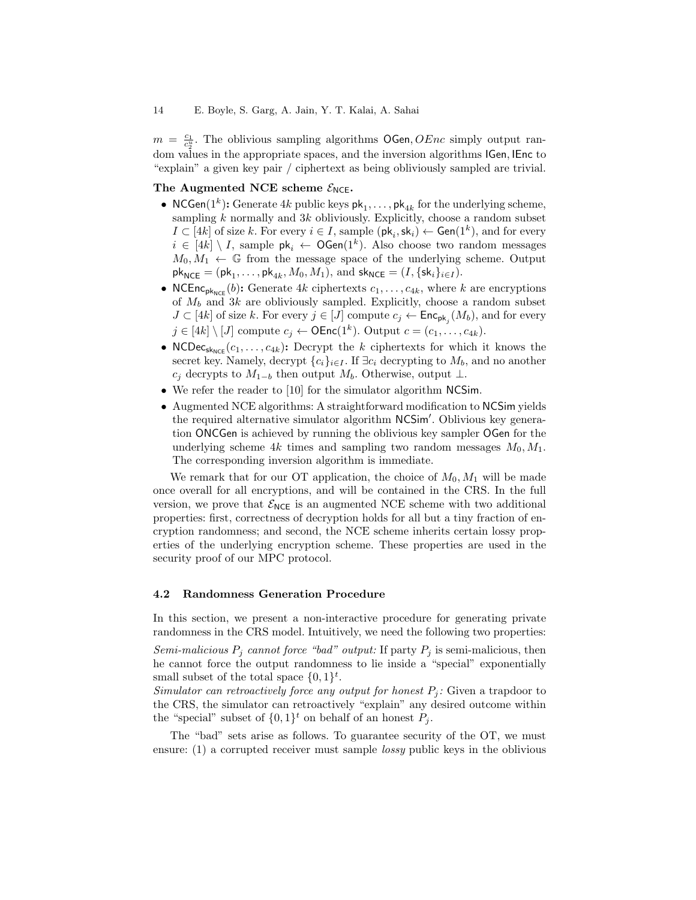$m = \frac{c_1}{c_2^u}$. The oblivious sampling algorithms $\mathsf{OGen}, OEnc$ simply output random values in the appropriate spaces, and the inversion algorithms $\mathsf{IGen}, \mathsf{IEnc}$ to "explain" a given key pair / ciphertext as being obliviously sampled are trivial.

**The Augmented NCE scheme $\mathcal{E}_{\mathsf{NCE}}$.**

- $\mathsf{NCGen}(1^k)$**:** Generate $4k$ public keys $\mathsf{pk}_1, \ldots, \mathsf{pk}_{4k}$ for the underlying scheme, sampling $k$ normally and $3k$ obliviously. Explicitly, choose a random subset $I \subset [4k]$ of size $k$. For every $i \in I$, sample $(\mathsf{pk}_i, \mathsf{sk}_i) \leftarrow \mathsf{Gen}(1^k)$, and for every $i \in [4k] \setminus I$, sample $\mathsf{pk}_i \leftarrow \mathsf{OGen}(1^k)$. Also choose two random messages $M_0, M_1 \leftarrow \mathbb{G}$ from the message space of the underlying scheme. Output $\mathsf{pk}_{\mathsf{NCE}} = (\mathsf{pk}_1, \ldots, \mathsf{pk}_{4k}, M_0, M_1)$, and $\mathsf{sk}_{\mathsf{NCE}} = (I, \{\mathsf{sk}_i\}_{i \in I})$.
- $\mathsf{NCEnc}_{\mathsf{pk}_{\mathsf{NCE}}}(b)$**:** Generate $4k$ ciphertexts $c_1, \ldots, c_{4k}$, where $k$ are encryptions of $M_b$ and $3k$ are obliviously sampled. Explicitly, choose a random subset $J \subset [4k]$ of size $k$. For every $j \in [J]$ compute $c_j \leftarrow \mathsf{Enc}_{\mathsf{pk}_j}(M_b)$, and for every $j \in [4k] \setminus [J]$ compute $c_j \leftarrow \mathsf{OEnc}(1^k)$. Output $c = (c_1, \ldots, c_{4k})$.
- $\mathsf{NCDec}_{\mathsf{sk}_{\mathsf{NCE}}}(c_1, \ldots, c_{4k})$**:** Decrypt the $k$ ciphertexts for which it knows the secret key. Namely, decrypt $\{c_i\}_{i \in I}$. If $\exists c_i$ decrypting to $M_b$, and no another $c_j$ decrypts to $M_{1-b}$ then output $M_b$. Otherwise, output $\perp$.
- We refer the reader to [10] for the simulator algorithm $\mathsf{NCSim}$.
- Augmented NCE algorithms: A straightforward modification to $\mathsf{NCSim}$ yields the required alternative simulator algorithm $\mathsf{NCSim}'$. Oblivious key generation $\mathsf{ONCGen}$ is achieved by running the oblivious key sampler $\mathsf{OGen}$ for the underlying scheme $4k$ times and sampling two random messages $M_0, M_1$. The corresponding inversion algorithm is immediate.

We remark that for our OT application, the choice of $M_0, M_1$ will be made once overall for all encryptions, and will be contained in the CRS. In the full version, we prove that $\mathcal{E}_{\mathsf{NCE}}$ is an augmented NCE scheme with two additional properties: first, correctness of decryption holds for all but a tiny fraction of encryption randomness; and second, the NCE scheme inherits certain lossy properties of the underlying encryption scheme. These properties are used in the security proof of our MPC protocol.

### 4.2 Randomness Generation Procedure

In this section, we present a non-interactive procedure for generating private randomness in the CRS model. Intuitively, we need the following two properties:

*Semi-malicious $P_j$ cannot force "bad" output:* If party $P_j$ is semi-malicious, then he cannot force the output randomness to lie inside a "special" exponentially small subset of the total space $\{0,1\}^t$.

*Simulator can retroactively force any output for honest $P_j$:* Given a trapdoor to the CRS, the simulator can retroactively "explain" any desired outcome within the "special" subset of $\{0,1\}^t$ on behalf of an honest $P_j$.

The "bad" sets arise as follows. To guarantee security of the OT, we must ensure: (1) a corrupted receiver must sample *lossy* public keys in the oblivious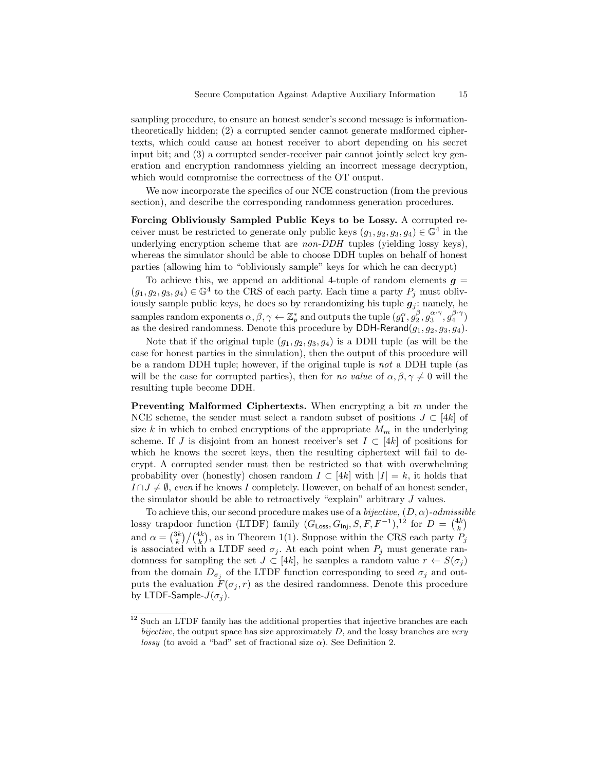sampling procedure, to ensure an honest sender's second message is information-theoretically hidden; (2) a corrupted sender cannot generate malformed ciphertexts, which could cause an honest receiver to abort depending on his secret input bit; and (3) a corrupted sender-receiver pair cannot jointly select key generation and encryption randomness yielding an incorrect message decryption, which would compromise the correctness of the OT output.

We now incorporate the specifics of our NCE construction (from the previous section), and describe the corresponding randomness generation procedures.

**Forcing Obliviously Sampled Public Keys to be Lossy.** A corrupted receiver must be restricted to generate only public keys $(g_1, g_2, g_3, g_4) \in \mathbb{G}^4$ in the underlying encryption scheme that are *non-DDH* tuples (yielding lossy keys), whereas the simulator should be able to choose DDH tuples on behalf of honest parties (allowing him to "obliviously sample" keys for which he can decrypt)

To achieve this, we append an additional 4-tuple of random elements $\boldsymbol{g} = (g_1, g_2, g_3, g_4) \in \mathbb{G}^4$ to the CRS of each party. Each time a party $P_j$ must obliviously sample public keys, he does so by rerandomizing his tuple $\boldsymbol{g}_j$: namely, he samples random exponents $\alpha, \beta, \gamma \leftarrow \mathbb{Z}_p^*$ and outputs the tuple $(g_1^\alpha, g_2^\beta, g_3^{\alpha \cdot \gamma}, g_4^{\beta \cdot \gamma})$ as the desired randomness. Denote this procedure by $\mathsf{DDH\text{-}Rerand}(g_1, g_2, g_3, g_4)$.

Note that if the original tuple $(g_1, g_2, g_3, g_4)$ is a DDH tuple (as will be the case for honest parties in the simulation), then the output of this procedure will be a random DDH tuple; however, if the original tuple is *not* a DDH tuple (as will be the case for corrupted parties), then for *no value* of $\alpha, \beta, \gamma \neq 0$ will the resulting tuple become DDH.

**Preventing Malformed Ciphertexts.** When encrypting a bit $m$ under the NCE scheme, the sender must select a random subset of positions $J \subset [4k]$ of size $k$ in which to embed encryptions of the appropriate $M_m$ in the underlying scheme. If $J$ is disjoint from an honest receiver's set $I \subset [4k]$ of positions for which he knows the secret keys, then the resulting ciphertext will fail to decrypt. A corrupted sender must then be restricted so that with overwhelming probability over (honestly) chosen random $I \subset [4k]$ with $|I| = k$, it holds that $I \cap J \neq \emptyset$, *even* if he knows $I$ completely. However, on behalf of an honest sender, the simulator should be able to retroactively "explain" arbitrary $J$ values.

To achieve this, our second procedure makes use of a *bijective,* $(D, \alpha)$*-admissible* lossy trapdoor function (LTDF) family $(G_{\mathsf{Loss}}, G_{\mathsf{Inj}}, S, F, F^{-1})$,[12] for $D = \binom{4k}{k}$ and $\alpha = \binom{3k}{k} / \binom{4k}{k}$, as in Theorem 1(1). Suppose within the CRS each party $P_j$ is associated with a LTDF seed $\sigma_j$. At each point when $P_j$ must generate randomness for sampling the set $J \subset [4k]$, he samples a random value $r \leftarrow S(\sigma_j)$ from the domain $D_{\sigma_j}$ of the LTDF function corresponding to seed $\sigma_j$ and outputs the evaluation $F(\sigma_j, r)$ as the desired randomness. Denote this procedure by $\mathsf{LTDF\text{-}Sample\text{-}}J(\sigma_j)$.

[12] Such an LTDF family has the additional properties that injective branches are each *bijective*, the output space has size approximately $D$, and the lossy branches are *very lossy* (to avoid a "bad" set of fractional size $\alpha$). See Definition 2.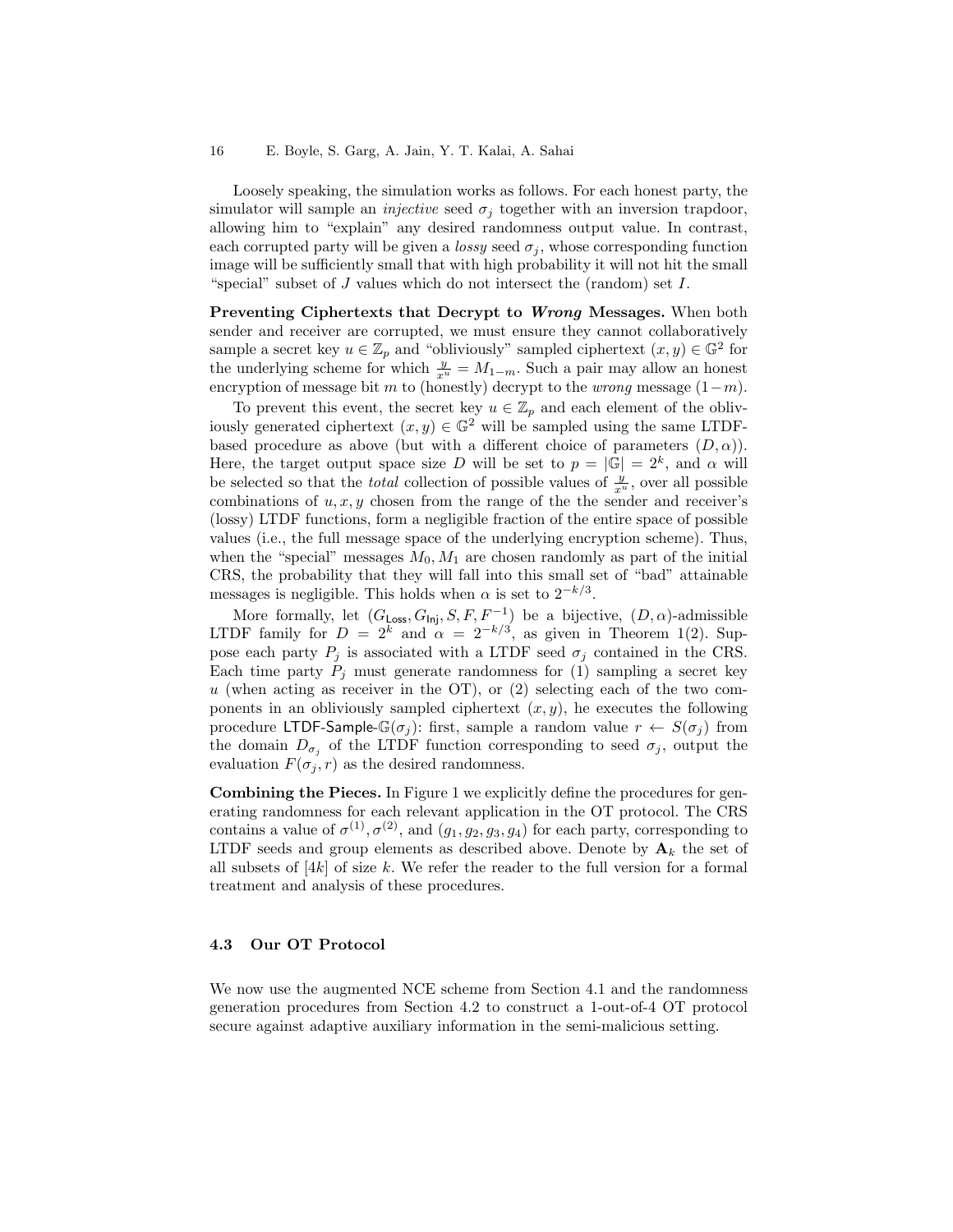Loosely speaking, the simulation works as follows. For each honest party, the simulator will sample an *injective* seed $\sigma_j$ together with an inversion trapdoor, allowing him to "explain" any desired randomness output value. In contrast, each corrupted party will be given a *lossy* seed $\sigma_j$, whose corresponding function image will be sufficiently small that with high probability it will not hit the small "special" subset of $J$ values which do not intersect the (random) set $I$.

**Preventing Ciphertexts that Decrypt to *Wrong* Messages.** When both sender and receiver are corrupted, we must ensure they cannot collaboratively sample a secret key $u \in \mathbb{Z}_p$ and "obliviously" sampled ciphertext $(x, y) \in \mathbb{G}^2$ for the underlying scheme for which $\frac{y}{x^u} = M_{1-m}$. Such a pair may allow an honest encryption of message bit $m$ to (honestly) decrypt to the *wrong* message $(1-m)$.

To prevent this event, the secret key $u \in \mathbb{Z}_p$ and each element of the obliviously generated ciphertext $(x, y) \in \mathbb{G}^2$ will be sampled using the same LTDF-based procedure as above (but with a different choice of parameters $(D, \alpha)$). Here, the target output space size $D$ will be set to $p = |\mathbb{G}| = 2^k$, and $\alpha$ will be selected so that the *total* collection of possible values of $\frac{y}{x^u}$, over all possible combinations of $u, x, y$ chosen from the range of the the sender and receiver's (lossy) LTDF functions, form a negligible fraction of the entire space of possible values (i.e., the full message space of the underlying encryption scheme). Thus, when the "special" messages $M_0, M_1$ are chosen randomly as part of the initial CRS, the probability that they will fall into this small set of "bad" attainable messages is negligible. This holds when $\alpha$ is set to $2^{-k/3}$.

More formally, let $(G_{\mathsf{Loss}}, G_{\mathsf{Inj}}, S, F, F^{-1})$ be a bijective, $(D, \alpha)$-admissible LTDF family for $D = 2^k$ and $\alpha = 2^{-k/3}$, as given in Theorem 1(2). Suppose each party $P_j$ is associated with a LTDF seed $\sigma_j$ contained in the CRS. Each time party $P_j$ must generate randomness for (1) sampling a secret key $u$ (when acting as receiver in the OT), or (2) selecting each of the two components in an obliviously sampled ciphertext $(x, y)$, he executes the following procedure $\mathsf{LTDF\text{-}Sample\text{-}}\mathbb{G}(\sigma_j)$: first, sample a random value $r \leftarrow S(\sigma_j)$ from the domain $D_{\sigma_j}$ of the LTDF function corresponding to seed $\sigma_j$, output the evaluation $F(\sigma_j, r)$ as the desired randomness.

**Combining the Pieces.** In Figure 1 we explicitly define the procedures for generating randomness for each relevant application in the OT protocol. The CRS contains a value of $\sigma^{(1)}, \sigma^{(2)}$, and $(g_1, g_2, g_3, g_4)$ for each party, corresponding to LTDF seeds and group elements as described above. Denote by $\mathbf{A}_k$ the set of all subsets of $[4k]$ of size $k$. We refer the reader to the full version for a formal treatment and analysis of these procedures.

### 4.3 Our OT Protocol

We now use the augmented NCE scheme from Section 4.1 and the randomness generation procedures from Section 4.2 to construct a 1-out-of-4 OT protocol secure against adaptive auxiliary information in the semi-malicious setting.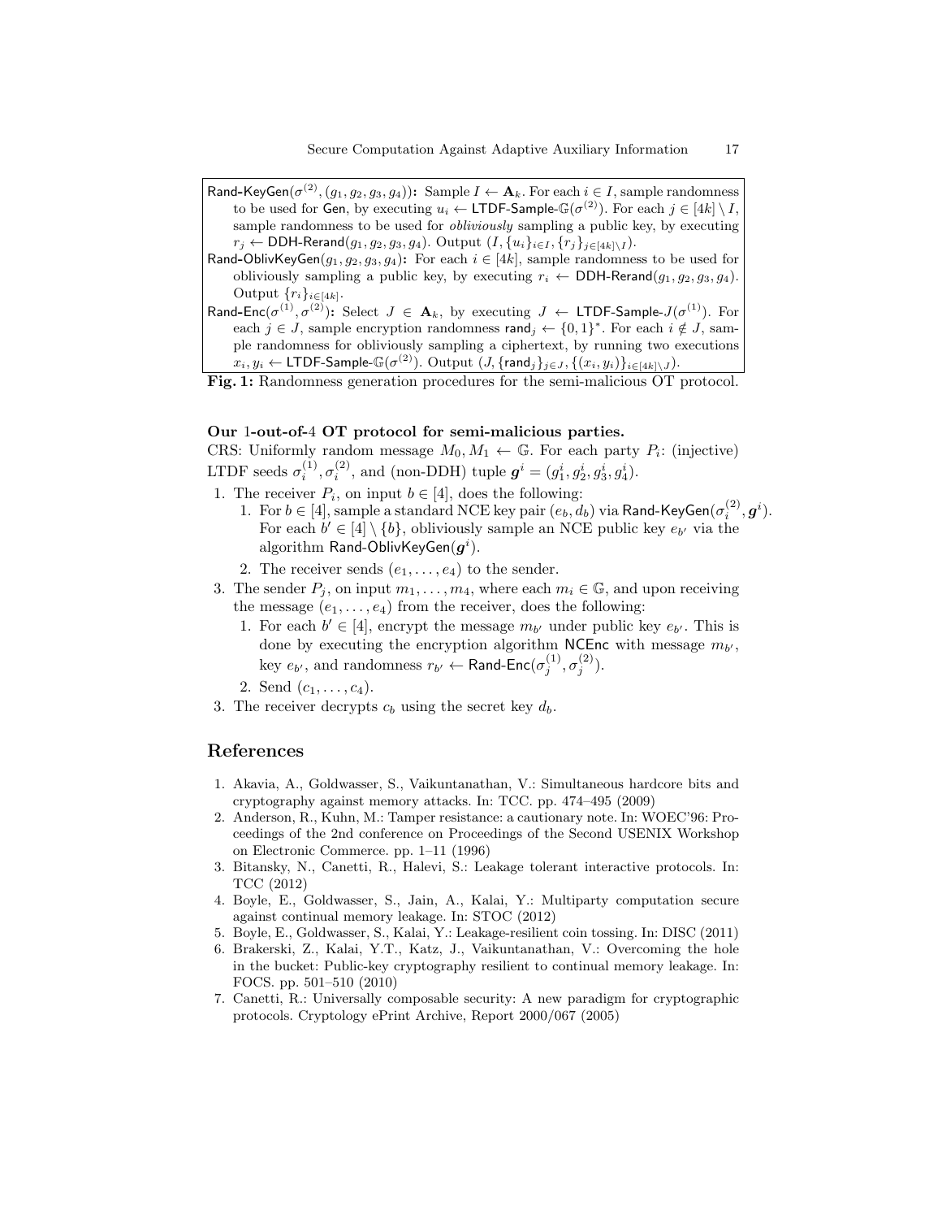$\mathsf{Rand\text{-}KeyGen}(\sigma^{(2)}, (g_1, g_2, g_3, g_4))$**:** Sample $I \leftarrow \mathbf{A}_k$. For each $i \in I$, sample randomness to be used for $\mathsf{Gen}$, by executing $u_i \leftarrow \mathsf{LTDF\text{-}Sample\text{-}}\mathbb{G}(\sigma^{(2)})$. For each $j \in [4k] \setminus I$, sample randomness to be used for *obliviously* sampling a public key, by executing $r_j \leftarrow \mathsf{DDH\text{-}Rerand}(g_1, g_2, g_3, g_4)$. Output $(I, \{u_i\}_{i \in I}, \{r_j\}_{j \in [4k] \setminus I})$.

$\mathsf{Rand\text{-}OblivKeyGen}(g_1, g_2, g_3, g_4)$**:** For each $i \in [4k]$, sample randomness to be used for obliviously sampling a public key, by executing $r_i \leftarrow \mathsf{DDH\text{-}Rerand}(g_1, g_2, g_3, g_4)$. Output $\{r_i\}_{i \in [4k]}$.

$\mathsf{Rand\text{-}Enc}(\sigma^{(1)}, \sigma^{(2)})$**:** Select $J \in \mathbf{A}_k$, by executing $J \leftarrow \mathsf{LTDF\text{-}Sample\text{-}}J(\sigma^{(1)})$. For each $j \in J$, sample encryption randomness $\mathsf{rand}_j \leftarrow \{0,1\}^*$. For each $i \notin J$, sample randomness for obliviously sampling a ciphertext, by running two executions $x_i, y_i \leftarrow \mathsf{LTDF\text{-}Sample\text{-}}\mathbb{G}(\sigma^{(2)})$. Output $(J, \{\mathsf{rand}_j\}_{j \in J}, \{(x_i, y_i)\}_{i \in [4k] \setminus J})$.

**Fig. 1:** Randomness generation procedures for the semi-malicious OT protocol.

**Our 1-out-of-4 OT protocol for semi-malicious parties.**

CRS: Uniformly random message $M_0, M_1 \leftarrow \mathbb{G}$. For each party $P_i$: (injective) LTDF seeds $\sigma_i^{(1)}, \sigma_i^{(2)}$, and (non-DDH) tuple $\boldsymbol{g}^i = (g_1^i, g_2^i, g_3^i, g_4^i)$.

1. The receiver $P_i$, on input $b \in [4]$, does the following:
   1. For $b \in [4]$, sample a standard NCE key pair $(e_b, d_b)$ via $\mathsf{Rand\text{-}KeyGen}(\sigma_i^{(2)}, \boldsymbol{g}^i)$. For each $b' \in [4] \setminus \{b\}$, obliviously sample an NCE public key $e_{b'}$ via the algorithm $\mathsf{Rand\text{-}OblivKeyGen}(\boldsymbol{g}^i)$.
   2. The receiver sends $(e_1, \ldots, e_4)$ to the sender.
3. The sender $P_j$, on input $m_1, \ldots, m_4$, where each $m_i \in \mathbb{G}$, and upon receiving the message $(e_1, \ldots, e_4)$ from the receiver, does the following:
   1. For each $b' \in [4]$, encrypt the message $m_{b'}$ under public key $e_{b'}$. This is done by executing the encryption algorithm $\mathsf{NCEnc}$ with message $m_{b'}$, key $e_{b'}$, and randomness $r_{b'} \leftarrow \mathsf{Rand\text{-}Enc}(\sigma_j^{(1)}, \sigma_j^{(2)})$.
   2. Send $(c_1, \ldots, c_4)$.
3. The receiver decrypts $c_b$ using the secret key $d_b$.

## References

1. Akavia, A., Goldwasser, S., Vaikuntanathan, V.: Simultaneous hardcore bits and cryptography against memory attacks. In: TCC. pp. 474–495 (2009)
2. Anderson, R., Kuhn, M.: Tamper resistance: a cautionary note. In: WOEC'96: Proceedings of the 2nd conference on Proceedings of the Second USENIX Workshop on Electronic Commerce. pp. 1–11 (1996)
3. Bitansky, N., Canetti, R., Halevi, S.: Leakage tolerant interactive protocols. In: TCC (2012)
4. Boyle, E., Goldwasser, S., Jain, A., Kalai, Y.: Multiparty computation secure against continual memory leakage. In: STOC (2012)
5. Boyle, E., Goldwasser, S., Kalai, Y.: Leakage-resilient coin tossing. In: DISC (2011)
6. Brakerski, Z., Kalai, Y.T., Katz, J., Vaikuntanathan, V.: Overcoming the hole in the bucket: Public-key cryptography resilient to continual memory leakage. In: FOCS. pp. 501–510 (2010)
7. Canetti, R.: Universally composable security: A new paradigm for cryptographic protocols. Cryptology ePrint Archive, Report 2000/067 (2005)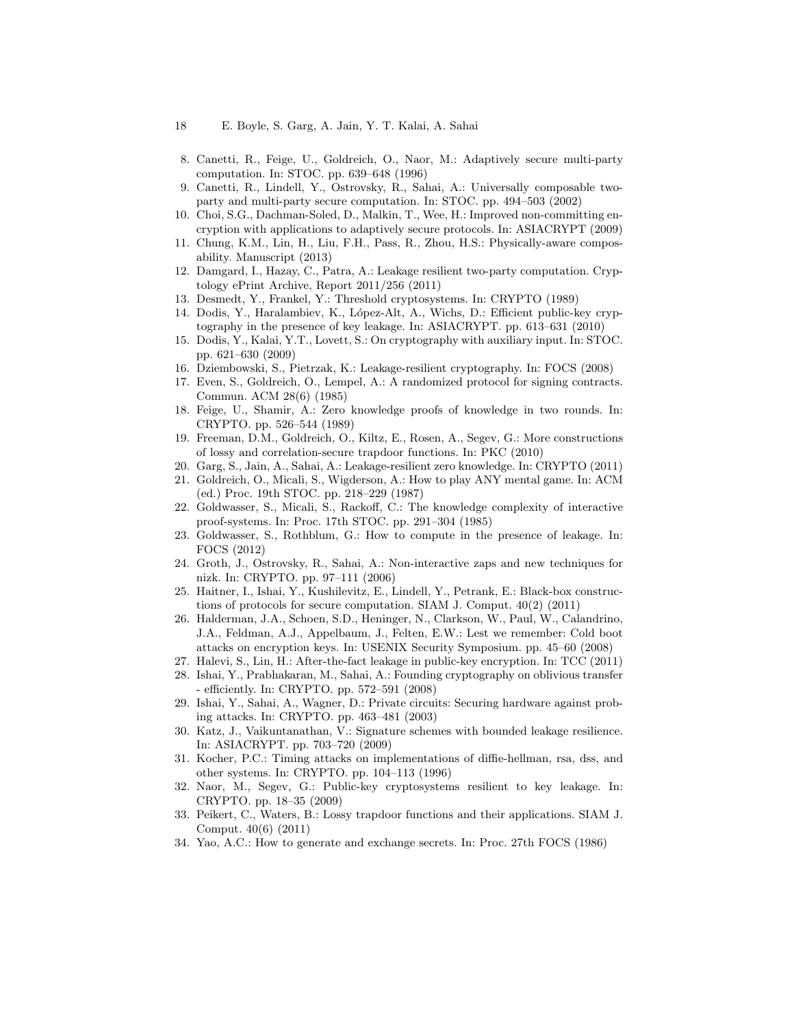8. Canetti, R., Feige, U., Goldreich, O., Naor, M.: Adaptively secure multi-party computation. In: STOC. pp. 639–648 (1996)
9. Canetti, R., Lindell, Y., Ostrovsky, R., Sahai, A.: Universally composable two-party and multi-party secure computation. In: STOC. pp. 494–503 (2002)
10. Choi, S.G., Dachman-Soled, D., Malkin, T., Wee, H.: Improved non-committing encryption with applications to adaptively secure protocols. In: ASIACRYPT (2009)
11. Chung, K.M., Lin, H., Liu, F.H., Pass, R., Zhou, H.S.: Physically-aware composability. Manuscript (2013)
12. Damgard, I., Hazay, C., Patra, A.: Leakage resilient two-party computation. Cryptology ePrint Archive, Report 2011/256 (2011)
13. Desmedt, Y., Frankel, Y.: Threshold cryptosystems. In: CRYPTO (1989)
14. Dodis, Y., Haralambiev, K., López-Alt, A., Wichs, D.: Efficient public-key cryptography in the presence of key leakage. In: ASIACRYPT. pp. 613–631 (2010)
15. Dodis, Y., Kalai, Y.T., Lovett, S.: On cryptography with auxiliary input. In: STOC. pp. 621–630 (2009)
16. Dziembowski, S., Pietrzak, K.: Leakage-resilient cryptography. In: FOCS (2008)
17. Even, S., Goldreich, O., Lempel, A.: A randomized protocol for signing contracts. Commun. ACM 28(6) (1985)
18. Feige, U., Shamir, A.: Zero knowledge proofs of knowledge in two rounds. In: CRYPTO. pp. 526–544 (1989)
19. Freeman, D.M., Goldreich, O., Kiltz, E., Rosen, A., Segev, G.: More constructions of lossy and correlation-secure trapdoor functions. In: PKC (2010)
20. Garg, S., Jain, A., Sahai, A.: Leakage-resilient zero knowledge. In: CRYPTO (2011)
21. Goldreich, O., Micali, S., Wigderson, A.: How to play ANY mental game. In: ACM (ed.) Proc. 19th STOC. pp. 218–229 (1987)
22. Goldwasser, S., Micali, S., Rackoff, C.: The knowledge complexity of interactive proof-systems. In: Proc. 17th STOC. pp. 291–304 (1985)
23. Goldwasser, S., Rothblum, G.: How to compute in the presence of leakage. In: FOCS (2012)
24. Groth, J., Ostrovsky, R., Sahai, A.: Non-interactive zaps and new techniques for nizk. In: CRYPTO. pp. 97–111 (2006)
25. Haitner, I., Ishai, Y., Kushilevitz, E., Lindell, Y., Petrank, E.: Black-box constructions of protocols for secure computation. SIAM J. Comput. 40(2) (2011)
26. Halderman, J.A., Schoen, S.D., Heninger, N., Clarkson, W., Paul, W., Calandrino, J.A., Feldman, A.J., Appelbaum, J., Felten, E.W.: Lest we remember: Cold boot attacks on encryption keys. In: USENIX Security Symposium. pp. 45–60 (2008)
27. Halevi, S., Lin, H.: After-the-fact leakage in public-key encryption. In: TCC (2011)
28. Ishai, Y., Prabhakaran, M., Sahai, A.: Founding cryptography on oblivious transfer - efficiently. In: CRYPTO. pp. 572–591 (2008)
29. Ishai, Y., Sahai, A., Wagner, D.: Private circuits: Securing hardware against probing attacks. In: CRYPTO. pp. 463–481 (2003)
30. Katz, J., Vaikuntanathan, V.: Signature schemes with bounded leakage resilience. In: ASIACRYPT. pp. 703–720 (2009)
31. Kocher, P.C.: Timing attacks on implementations of diffie-hellman, rsa, dss, and other systems. In: CRYPTO. pp. 104–113 (1996)
32. Naor, M., Segev, G.: Public-key cryptosystems resilient to key leakage. In: CRYPTO. pp. 18–35 (2009)
33. Peikert, C., Waters, B.: Lossy trapdoor functions and their applications. SIAM J. Comput. 40(6) (2011)
34. Yao, A.C.: How to generate and exchange secrets. In: Proc. 27th FOCS (1986)